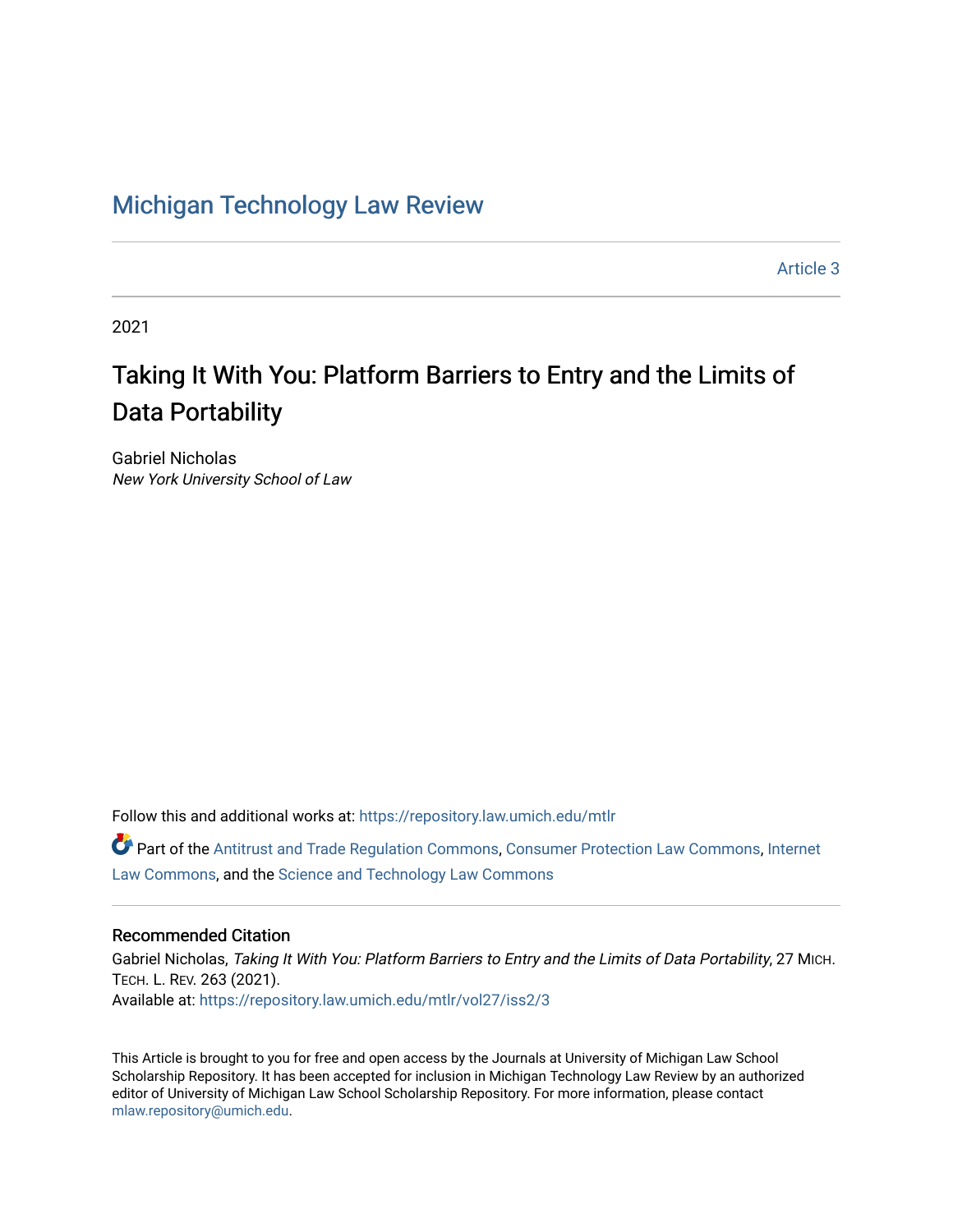# Michigan Technology Law Review

Article 3

2021

## Taking It With You: Platform Barriers to Entry and the Limits of Data Portability

Gabriel Nicholas
*New York University School of Law*

Follow this and additional works at: https://repository.law.umich.edu/mtlr

Part of the Antitrust and Trade Regulation Commons, Consumer Protection Law Commons, Internet Law Commons, and the Science and Technology Law Commons

### Recommended Citation

Gabriel Nicholas, *Taking It With You: Platform Barriers to Entry and the Limits of Data Portability*, 27 MICH. TECH. L. REV. 263 (2021).
Available at: https://repository.law.umich.edu/mtlr/vol27/iss2/3

This Article is brought to you for free and open access by the Journals at University of Michigan Law School Scholarship Repository. It has been accepted for inclusion in Michigan Technology Law Review by an authorized editor of University of Michigan Law School Scholarship Repository. For more information, please contact mlaw.repository@umich.edu.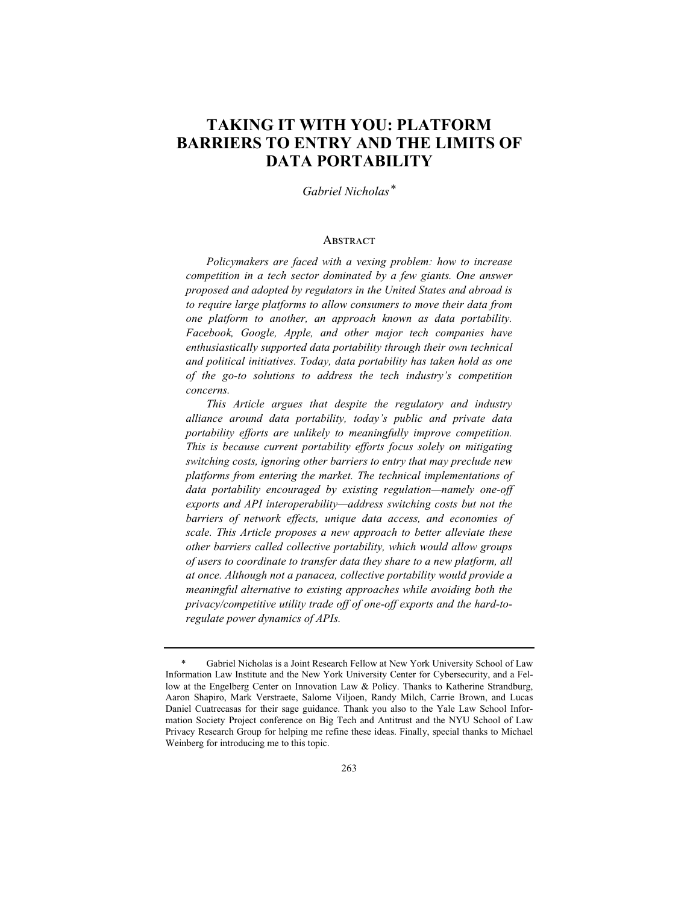# TAKING IT WITH YOU: PLATFORM BARRIERS TO ENTRY AND THE LIMITS OF DATA PORTABILITY

*Gabriel Nicholas*\*

## Abstract

*Policymakers are faced with a vexing problem: how to increase competition in a tech sector dominated by a few giants. One answer proposed and adopted by regulators in the United States and abroad is to require large platforms to allow consumers to move their data from one platform to another, an approach known as data portability. Facebook, Google, Apple, and other major tech companies have enthusiastically supported data portability through their own technical and political initiatives. Today, data portability has taken hold as one of the go-to solutions to address the tech industry's competition concerns.*

*This Article argues that despite the regulatory and industry alliance around data portability, today's public and private data portability efforts are unlikely to meaningfully improve competition. This is because current portability efforts focus solely on mitigating switching costs, ignoring other barriers to entry that may preclude new platforms from entering the market. The technical implementations of data portability encouraged by existing regulation—namely one-off exports and API interoperability—address switching costs but not the barriers of network effects, unique data access, and economies of scale. This Article proposes a new approach to better alleviate these other barriers called collective portability, which would allow groups of users to coordinate to transfer data they share to a new platform, all at once. Although not a panacea, collective portability would provide a meaningful alternative to existing approaches while avoiding both the privacy/competitive utility trade off of one-off exports and the hard-to-regulate power dynamics of APIs.*

---

\* Gabriel Nicholas is a Joint Research Fellow at New York University School of Law Information Law Institute and the New York University Center for Cybersecurity, and a Fellow at the Engelberg Center on Innovation Law & Policy. Thanks to Katherine Strandburg, Aaron Shapiro, Mark Verstraete, Salome Viljoen, Randy Milch, Carrie Brown, and Lucas Daniel Cuatrecasas for their sage guidance. Thank you also to the Yale Law School Information Society Project conference on Big Tech and Antitrust and the NYU School of Law Privacy Research Group for helping me refine these ideas. Finally, special thanks to Michael Weinberg for introducing me to this topic.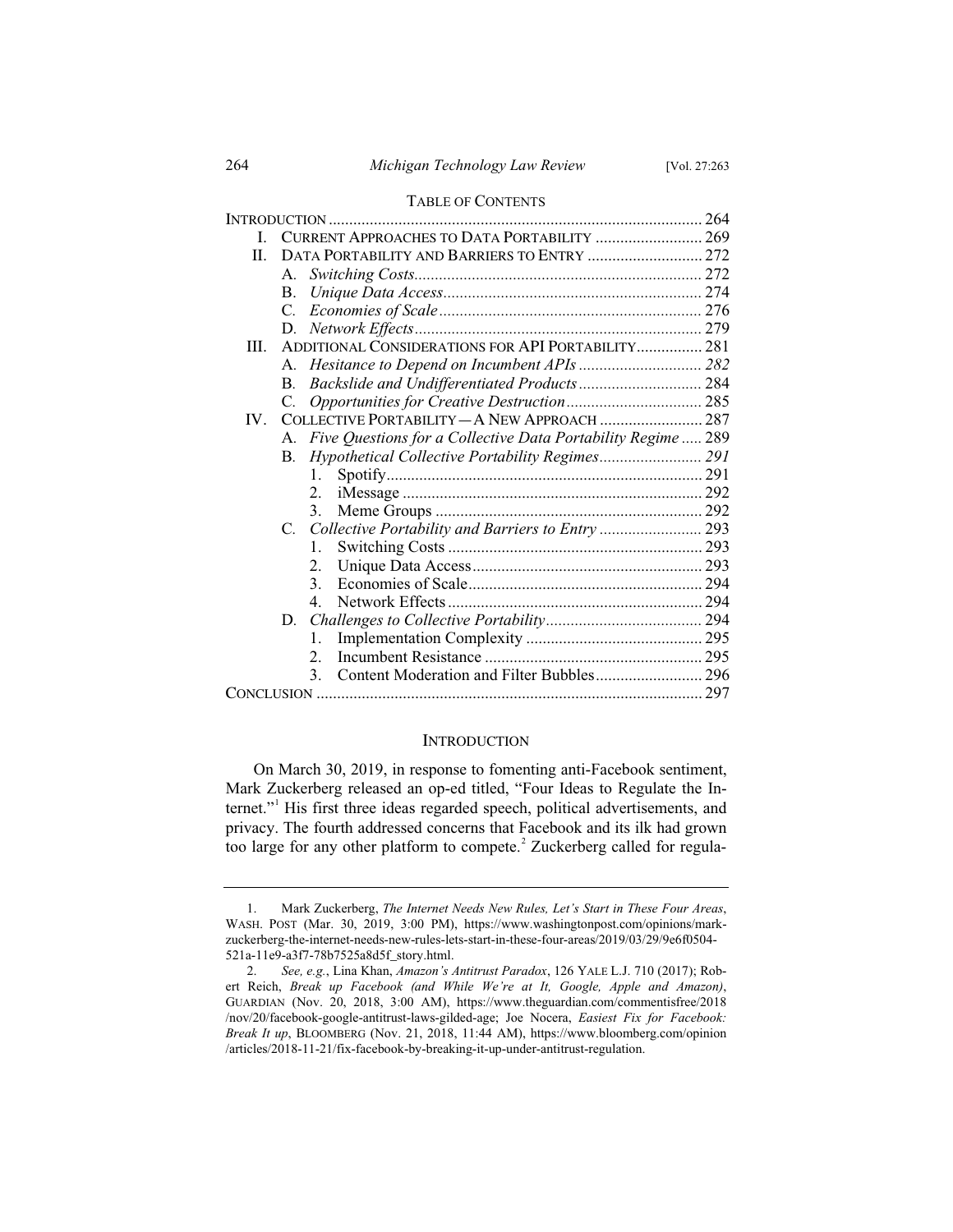TABLE OF CONTENTS

INTRODUCTION .......... 264
I. CURRENT APPROACHES TO DATA PORTABILITY .......... 269
II. DATA PORTABILITY AND BARRIERS TO ENTRY .......... 272
  A. *Switching Costs* .......... 272
  B. *Unique Data Access* .......... 274
  C. *Economies of Scale* .......... 276
  D. *Network Effects* .......... 279
III. ADDITIONAL CONSIDERATIONS FOR API PORTABILITY .......... 281
  A. *Hesitance to Depend on Incumbent APIs* .......... 282
  B. *Backslide and Undifferentiated Products* .......... 284
  C. *Opportunities for Creative Destruction* .......... 285
IV. COLLECTIVE PORTABILITY—A NEW APPROACH .......... 287
  A. *Five Questions for a Collective Data Portability Regime* .......... 289
  B. *Hypothetical Collective Portability Regimes* .......... 291
    1. Spotify .......... 291
    2. iMessage .......... 292
    3. Meme Groups .......... 292
  C. *Collective Portability and Barriers to Entry* .......... 293
    1. Switching Costs .......... 293
    2. Unique Data Access .......... 293
    3. Economies of Scale .......... 294
    4. Network Effects .......... 294
  D. *Challenges to Collective Portability* .......... 294
    1. Implementation Complexity .......... 295
    2. Incumbent Resistance .......... 295
    3. Content Moderation and Filter Bubbles .......... 296
CONCLUSION .......... 297

## INTRODUCTION

On March 30, 2019, in response to fomenting anti-Facebook sentiment, Mark Zuckerberg released an op-ed titled, "Four Ideas to Regulate the Internet."[1] His first three ideas regarded speech, political advertisements, and privacy. The fourth addressed concerns that Facebook and its ilk had grown too large for any other platform to compete.[2] Zuckerberg called for regula-

---

1. Mark Zuckerberg, *The Internet Needs New Rules, Let's Start in These Four Areas*, WASH. POST (Mar. 30, 2019, 3:00 PM), https://www.washingtonpost.com/opinions/mark-zuckerberg-the-internet-needs-new-rules-lets-start-in-these-four-areas/2019/03/29/9e6f0504-521a-11e9-a3f7-78b7525a8d5f_story.html.

2. *See, e.g.*, Lina Khan, *Amazon's Antitrust Paradox*, 126 YALE L.J. 710 (2017); Robert Reich, *Break up Facebook (and While We're at It, Google, Apple and Amazon)*, GUARDIAN (Nov. 20, 2018, 3:00 AM), https://www.theguardian.com/commentisfree/2018/nov/20/facebook-google-antitrust-laws-gilded-age; Joe Nocera, *Easiest Fix for Facebook: Break It up*, BLOOMBERG (Nov. 21, 2018, 11:44 AM), https://www.bloomberg.com/opinion/articles/2018-11-21/fix-facebook-by-breaking-it-up-under-antitrust-regulation.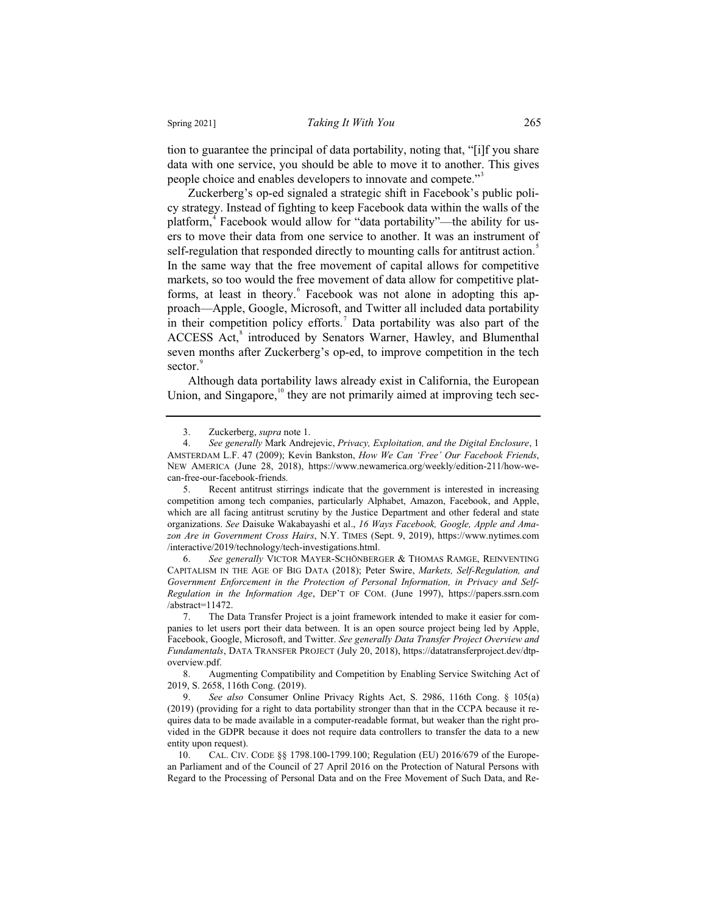tion to guarantee the principal of data portability, noting that, "[i]f you share data with one service, you should be able to move it to another. This gives people choice and enables developers to innovate and compete."[3]

Zuckerberg's op-ed signaled a strategic shift in Facebook's public policy strategy. Instead of fighting to keep Facebook data within the walls of the platform,[4] Facebook would allow for "data portability"—the ability for users to move their data from one service to another. It was an instrument of self-regulation that responded directly to mounting calls for antitrust action.[5] In the same way that the free movement of capital allows for competitive markets, so too would the free movement of data allow for competitive platforms, at least in theory.[6] Facebook was not alone in adopting this approach—Apple, Google, Microsoft, and Twitter all included data portability in their competition policy efforts.[7] Data portability was also part of the ACCESS Act,[8] introduced by Senators Warner, Hawley, and Blumenthal seven months after Zuckerberg's op-ed, to improve competition in the tech sector.[9]

Although data portability laws already exist in California, the European Union, and Singapore,[10] they are not primarily aimed at improving tech sec-

---

3. Zuckerberg, *supra* note 1.

4. *See generally* Mark Andrejevic, *Privacy, Exploitation, and the Digital Enclosure*, 1 AMSTERDAM L.F. 47 (2009); Kevin Bankston, *How We Can 'Free' Our Facebook Friends*, NEW AMERICA (June 28, 2018), https://www.newamerica.org/weekly/edition-211/how-we-can-free-our-facebook-friends.

5. Recent antitrust stirrings indicate that the government is interested in increasing competition among tech companies, particularly Alphabet, Amazon, Facebook, and Apple, which are all facing antitrust scrutiny by the Justice Department and other federal and state organizations. *See* Daisuke Wakabayashi et al., *16 Ways Facebook, Google, Apple and Amazon Are in Government Cross Hairs*, N.Y. TIMES (Sept. 9, 2019), https://www.nytimes.com/interactive/2019/technology/tech-investigations.html.

6. *See generally* VICTOR MAYER-SCHÖNBERGER & THOMAS RAMGE, REINVENTING CAPITALISM IN THE AGE OF BIG DATA (2018); Peter Swire, *Markets, Self-Regulation, and Government Enforcement in the Protection of Personal Information, in Privacy and Self-Regulation in the Information Age*, DEP'T OF COM. (June 1997), https://papers.ssrn.com/abstract=11472.

7. The Data Transfer Project is a joint framework intended to make it easier for companies to let users port their data between. It is an open source project being led by Apple, Facebook, Google, Microsoft, and Twitter. *See generally Data Transfer Project Overview and Fundamentals*, DATA TRANSFER PROJECT (July 20, 2018), https://datatransferproject.dev/dtp-overview.pdf.

8. Augmenting Compatibility and Competition by Enabling Service Switching Act of 2019, S. 2658, 116th Cong. (2019).

9. *See also* Consumer Online Privacy Rights Act, S. 2986, 116th Cong. § 105(a) (2019) (providing for a right to data portability stronger than that in the CCPA because it requires data to be made available in a computer-readable format, but weaker than the right provided in the GDPR because it does not require data controllers to transfer the data to a new entity upon request).

10. CAL. CIV. CODE §§ 1798.100-1799.100; Regulation (EU) 2016/679 of the European Parliament and of the Council of 27 April 2016 on the Protection of Natural Persons with Regard to the Processing of Personal Data and on the Free Movement of Such Data, and Re-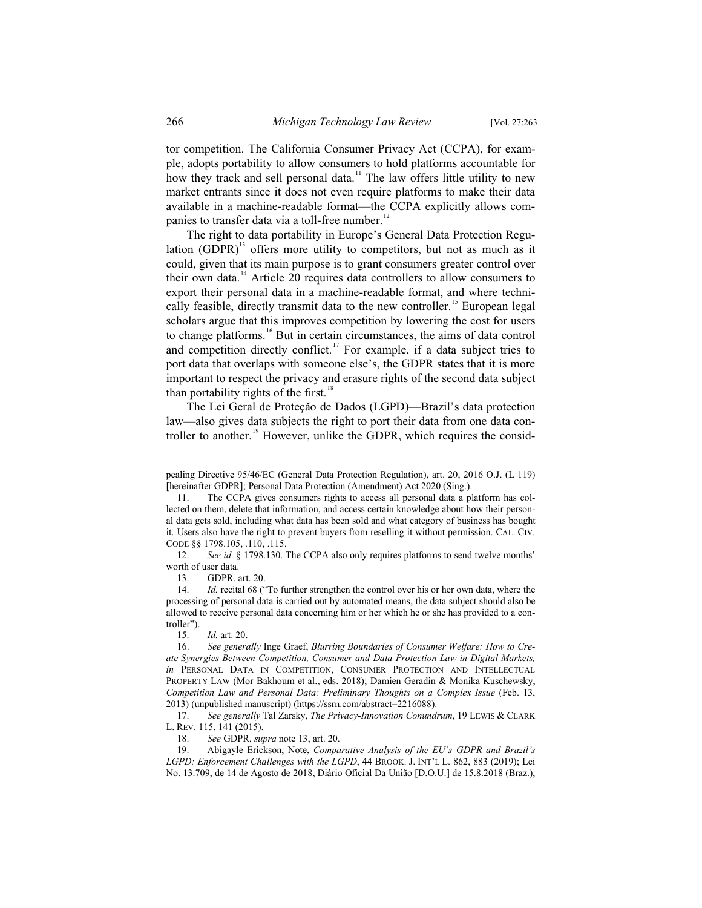tor competition. The California Consumer Privacy Act (CCPA), for example, adopts portability to allow consumers to hold platforms accountable for how they track and sell personal data.[11] The law offers little utility to new market entrants since it does not even require platforms to make their data available in a machine-readable format—the CCPA explicitly allows companies to transfer data via a toll-free number.[12]

The right to data portability in Europe's General Data Protection Regulation (GDPR)[13] offers more utility to competitors, but not as much as it could, given that its main purpose is to grant consumers greater control over their own data.[14] Article 20 requires data controllers to allow consumers to export their personal data in a machine-readable format, and where technically feasible, directly transmit data to the new controller.[15] European legal scholars argue that this improves competition by lowering the cost for users to change platforms.[16] But in certain circumstances, the aims of data control and competition directly conflict.[17] For example, if a data subject tries to port data that overlaps with someone else's, the GDPR states that it is more important to respect the privacy and erasure rights of the second data subject than portability rights of the first.[18]

The Lei Geral de Proteção de Dados (LGPD)—Brazil's data protection law—also gives data subjects the right to port their data from one data controller to another.[19] However, unlike the GDPR, which requires the consid-

---

pealing Directive 95/46/EC (General Data Protection Regulation), art. 20, 2016 O.J. (L 119) [hereinafter GDPR]; Personal Data Protection (Amendment) Act 2020 (Sing.).

11. The CCPA gives consumers rights to access all personal data a platform has collected on them, delete that information, and access certain knowledge about how their personal data gets sold, including what data has been sold and what category of business has bought it. Users also have the right to prevent buyers from reselling it without permission. CAL. CIV. CODE §§ 1798.105, .110, .115.

12. *See id.* § 1798.130. The CCPA also only requires platforms to send twelve months' worth of user data.

13. GDPR. art. 20.

14. *Id.* recital 68 ("To further strengthen the control over his or her own data, where the processing of personal data is carried out by automated means, the data subject should also be allowed to receive personal data concerning him or her which he or she has provided to a controller").

15. *Id.* art. 20.

16. *See generally* Inge Graef, *Blurring Boundaries of Consumer Welfare: How to Create Synergies Between Competition, Consumer and Data Protection Law in Digital Markets*, *in* PERSONAL DATA IN COMPETITION, CONSUMER PROTECTION AND INTELLECTUAL PROPERTY LAW (Mor Bakhoum et al., eds. 2018); Damien Geradin & Monika Kuschewsky, *Competition Law and Personal Data: Preliminary Thoughts on a Complex Issue* (Feb. 13, 2013) (unpublished manuscript) (https://ssrn.com/abstract=2216088).

17. *See generally* Tal Zarsky, *The Privacy-Innovation Conundrum*, 19 LEWIS & CLARK L. REV. 115, 141 (2015).

18. *See* GDPR, *supra* note 13, art. 20.

19. Abigayle Erickson, Note, *Comparative Analysis of the EU's GDPR and Brazil's LGPD: Enforcement Challenges with the LGPD*, 44 BROOK. J. INT'L L. 862, 883 (2019); Lei No. 13.709, de 14 de Agosto de 2018, Diário Oficial Da União [D.O.U.] de 15.8.2018 (Braz.),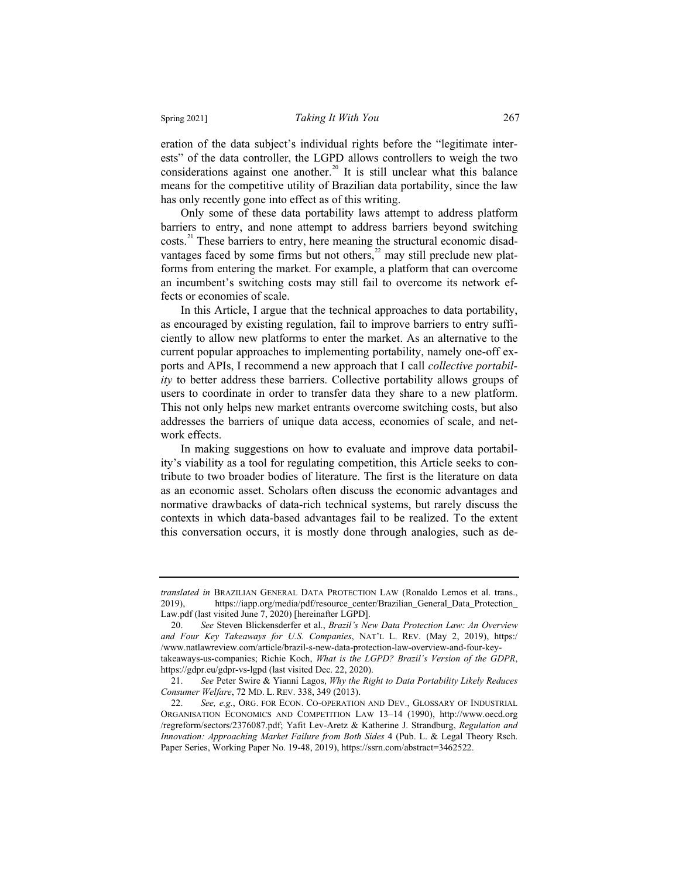eration of the data subject's individual rights before the "legitimate interests" of the data controller, the LGPD allows controllers to weigh the two considerations against one another.[20] It is still unclear what this balance means for the competitive utility of Brazilian data portability, since the law has only recently gone into effect as of this writing.

Only some of these data portability laws attempt to address platform barriers to entry, and none attempt to address barriers beyond switching costs.[21] These barriers to entry, here meaning the structural economic disadvantages faced by some firms but not others,[22] may still preclude new platforms from entering the market. For example, a platform that can overcome an incumbent's switching costs may still fail to overcome its network effects or economies of scale.

In this Article, I argue that the technical approaches to data portability, as encouraged by existing regulation, fail to improve barriers to entry sufficiently to allow new platforms to enter the market. As an alternative to the current popular approaches to implementing portability, namely one-off exports and APIs, I recommend a new approach that I call *collective portability* to better address these barriers. Collective portability allows groups of users to coordinate in order to transfer data they share to a new platform. This not only helps new market entrants overcome switching costs, but also addresses the barriers of unique data access, economies of scale, and network effects.

In making suggestions on how to evaluate and improve data portability's viability as a tool for regulating competition, this Article seeks to contribute to two broader bodies of literature. The first is the literature on data as an economic asset. Scholars often discuss the economic advantages and normative drawbacks of data-rich technical systems, but rarely discuss the contexts in which data-based advantages fail to be realized. To the extent this conversation occurs, it is mostly done through analogies, such as de-

---

*translated in* BRAZILIAN GENERAL DATA PROTECTION LAW (Ronaldo Lemos et al. trans., 2019), https://iapp.org/media/pdf/resource_center/Brazilian_General_Data_Protection_Law.pdf (last visited June 7, 2020) [hereinafter LGPD].

20. *See* Steven Blickensderfer et al., *Brazil's New Data Protection Law: An Overview and Four Key Takeaways for U.S. Companies*, NAT'L L. REV. (May 2, 2019), https://www.natlawreview.com/article/brazil-s-new-data-protection-law-overview-and-four-key-takeaways-us-companies; Richie Koch, *What is the LGPD? Brazil's Version of the GDPR*, https://gdpr.eu/gdpr-vs-lgpd (last visited Dec. 22, 2020).

21. *See* Peter Swire & Yianni Lagos, *Why the Right to Data Portability Likely Reduces Consumer Welfare*, 72 MD. L. REV. 338, 349 (2013).

22. *See, e.g.*, ORG. FOR ECON. CO-OPERATION AND DEV., GLOSSARY OF INDUSTRIAL ORGANISATION ECONOMICS AND COMPETITION LAW 13–14 (1990), http://www.oecd.org/regreform/sectors/2376087.pdf; Yafit Lev-Aretz & Katherine J. Strandburg, *Regulation and Innovation: Approaching Market Failure from Both Sides* 4 (Pub. L. & Legal Theory Rsch. Paper Series, Working Paper No. 19-48, 2019), https://ssrn.com/abstract=3462522.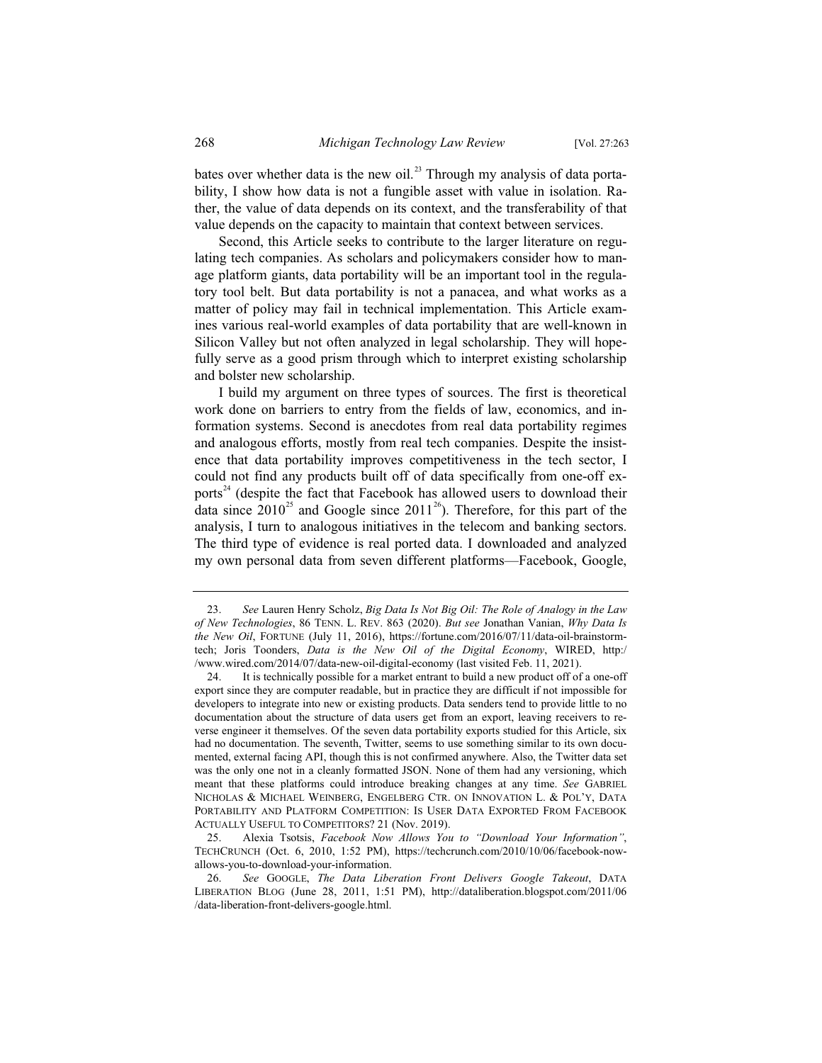bates over whether data is the new oil.[23] Through my analysis of data portability, I show how data is not a fungible asset with value in isolation. Rather, the value of data depends on its context, and the transferability of that value depends on the capacity to maintain that context between services.

Second, this Article seeks to contribute to the larger literature on regulating tech companies. As scholars and policymakers consider how to manage platform giants, data portability will be an important tool in the regulatory tool belt. But data portability is not a panacea, and what works as a matter of policy may fail in technical implementation. This Article examines various real-world examples of data portability that are well-known in Silicon Valley but not often analyzed in legal scholarship. They will hopefully serve as a good prism through which to interpret existing scholarship and bolster new scholarship.

I build my argument on three types of sources. The first is theoretical work done on barriers to entry from the fields of law, economics, and information systems. Second is anecdotes from real data portability regimes and analogous efforts, mostly from real tech companies. Despite the insistence that data portability improves competitiveness in the tech sector, I could not find any products built off of data specifically from one-off exports[24] (despite the fact that Facebook has allowed users to download their data since 2010[25] and Google since 2011[26]). Therefore, for this part of the analysis, I turn to analogous initiatives in the telecom and banking sectors. The third type of evidence is real ported data. I downloaded and analyzed my own personal data from seven different platforms—Facebook, Google,

---

23. *See* Lauren Henry Scholz, *Big Data Is Not Big Oil: The Role of Analogy in the Law of New Technologies*, 86 TENN. L. REV. 863 (2020). *But see* Jonathan Vanian, *Why Data Is the New Oil*, FORTUNE (July 11, 2016), https://fortune.com/2016/07/11/data-oil-brainstorm-tech; Joris Toonders, *Data is the New Oil of the Digital Economy*, WIRED, http://www.wired.com/2014/07/data-new-oil-digital-economy (last visited Feb. 11, 2021).

24. It is technically possible for a market entrant to build a new product off of a one-off export since they are computer readable, but in practice they are difficult if not impossible for developers to integrate into new or existing products. Data senders tend to provide little to no documentation about the structure of data users get from an export, leaving receivers to reverse engineer it themselves. Of the seven data portability exports studied for this Article, six had no documentation. The seventh, Twitter, seems to use something similar to its own documented, external facing API, though this is not confirmed anywhere. Also, the Twitter data set was the only one not in a cleanly formatted JSON. None of them had any versioning, which meant that these platforms could introduce breaking changes at any time. *See* GABRIEL NICHOLAS & MICHAEL WEINBERG, ENGELBERG CTR. ON INNOVATION L. & POL'Y, DATA PORTABILITY AND PLATFORM COMPETITION: IS USER DATA EXPORTED FROM FACEBOOK ACTUALLY USEFUL TO COMPETITORS? 21 (Nov. 2019).

25. Alexia Tsotsis, *Facebook Now Allows You to "Download Your Information"*, TECHCRUNCH (Oct. 6, 2010, 1:52 PM), https://techcrunch.com/2010/10/06/facebook-now-allows-you-to-download-your-information.

26. *See* GOOGLE, *The Data Liberation Front Delivers Google Takeout*, DATA LIBERATION BLOG (June 28, 2011, 1:51 PM), http://dataliberation.blogspot.com/2011/06/data-liberation-front-delivers-google.html.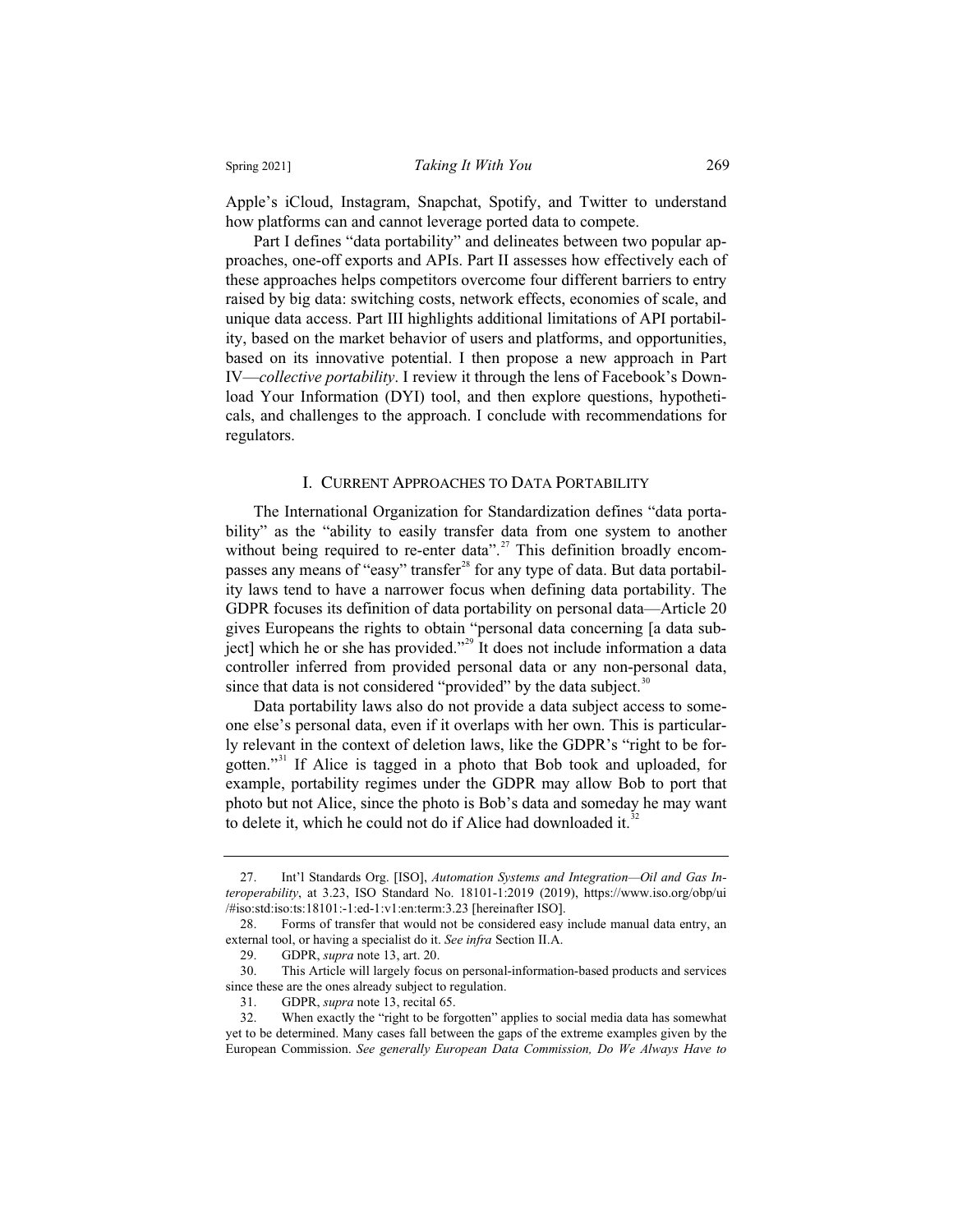Apple's iCloud, Instagram, Snapchat, Spotify, and Twitter to understand how platforms can and cannot leverage ported data to compete.

Part I defines "data portability" and delineates between two popular approaches, one-off exports and APIs. Part II assesses how effectively each of these approaches helps competitors overcome four different barriers to entry raised by big data: switching costs, network effects, economies of scale, and unique data access. Part III highlights additional limitations of API portability, based on the market behavior of users and platforms, and opportunities, based on its innovative potential. I then propose a new approach in Part IV—*collective portability*. I review it through the lens of Facebook's Download Your Information (DYI) tool, and then explore questions, hypotheticals, and challenges to the approach. I conclude with recommendations for regulators.

## I. Current Approaches to Data Portability

The International Organization for Standardization defines "data portability" as the "ability to easily transfer data from one system to another without being required to re-enter data".[27] This definition broadly encompasses any means of "easy" transfer[28] for any type of data. But data portability laws tend to have a narrower focus when defining data portability. The GDPR focuses its definition of data portability on personal data—Article 20 gives Europeans the rights to obtain "personal data concerning [a data subject] which he or she has provided."[29] It does not include information a data controller inferred from provided personal data or any non-personal data, since that data is not considered "provided" by the data subject.[30]

Data portability laws also do not provide a data subject access to someone else's personal data, even if it overlaps with her own. This is particularly relevant in the context of deletion laws, like the GDPR's "right to be forgotten."[31] If Alice is tagged in a photo that Bob took and uploaded, for example, portability regimes under the GDPR may allow Bob to port that photo but not Alice, since the photo is Bob's data and someday he may want to delete it, which he could not do if Alice had downloaded it.[32]

---

27. Int'l Standards Org. [ISO], *Automation Systems and Integration—Oil and Gas Interoperability*, at 3.23, ISO Standard No. 18101-1:2019 (2019), https://www.iso.org/obp/ui/#iso:std:iso:ts:18101:-1:ed-1:v1:en:term:3.23 [hereinafter ISO].

28. Forms of transfer that would not be considered easy include manual data entry, an external tool, or having a specialist do it. *See infra* Section II.A.

29. GDPR, *supra* note 13, art. 20.

30. This Article will largely focus on personal-information-based products and services since these are the ones already subject to regulation.

31. GDPR, *supra* note 13, recital 65.

32. When exactly the "right to be forgotten" applies to social media data has somewhat yet to be determined. Many cases fall between the gaps of the extreme examples given by the European Commission. *See generally European Data Commission, Do We Always Have to*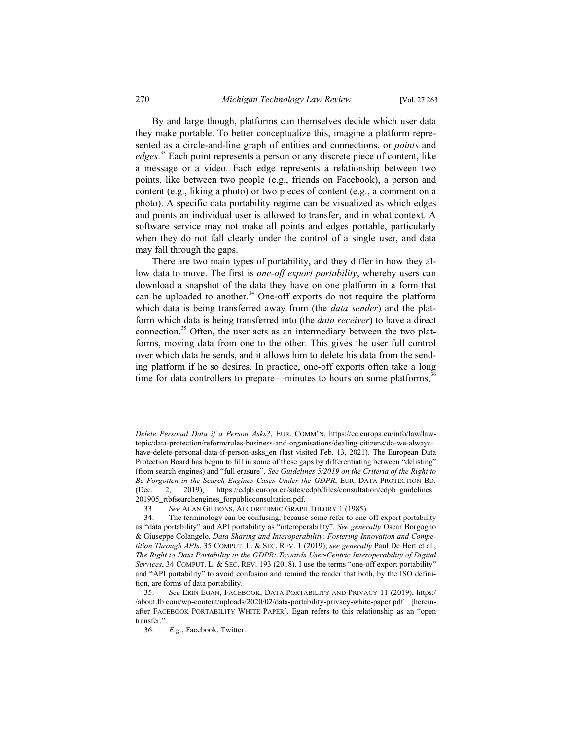By and large though, platforms can themselves decide which user data they make portable. To better conceptualize this, imagine a platform represented as a circle-and-line graph of entities and connections, or *points* and *edges*.[33] Each point represents a person or any discrete piece of content, like a message or a video. Each edge represents a relationship between two points, like between two people (e.g., friends on Facebook), a person and content (e.g., liking a photo) or two pieces of content (e.g., a comment on a photo). A specific data portability regime can be visualized as which edges and points an individual user is allowed to transfer, and in what context. A software service may not make all points and edges portable, particularly when they do not fall clearly under the control of a single user, and data may fall through the gaps.

There are two main types of portability, and they differ in how they allow data to move. The first is *one-off export portability*, whereby users can download a snapshot of the data they have on one platform in a form that can be uploaded to another.[34] One-off exports do not require the platform which data is being transferred away from (the *data sender*) and the platform which data is being transferred into (the *data receiver*) to have a direct connection.[35] Often, the user acts as an intermediary between the two platforms, moving data from one to the other. This gives the user full control over which data he sends, and it allows him to delete his data from the sending platform if he so desires. In practice, one-off exports often take a long time for data controllers to prepare—minutes to hours on some platforms,[36]

---

*Delete Personal Data if a Person Asks?*, EUR. COMM'N, https://ec.europa.eu/info/law/law-topic/data-protection/reform/rules-business-and-organisations/dealing-citizens/do-we-always-have-delete-personal-data-if-person-asks_en (last visited Feb. 13, 2021). The European Data Protection Board has begun to fill in some of these gaps by differentiating between "delisting" (from search engines) and "full erasure". *See Guidelines 5/2019 on the Criteria of the Right to Be Forgotten in the Search Engines Cases Under the GDPR*, EUR. DATA PROTECTION BD. (Dec. 2, 2019), https://edpb.europa.eu/sites/edpb/files/consultation/edpb_guidelines_201905_rtbfsearchengines_forpublicconsultation.pdf.

33. *See* ALAN GIBBONS, ALGORITHMIC GRAPH THEORY 1 (1985).

34. The terminology can be confusing, because some refer to one-off export portability as "data portability" and API portability as "interoperability". *See generally* Oscar Borgogno & Giuseppe Colangelo, *Data Sharing and Interoperability: Fostering Innovation and Competition Through APIs*, 35 COMPUT. L. & SEC. REV. 1 (2019); *see generally* Paul De Hert et al., *The Right to Data Portability in the GDPR: Towards User-Centric Interoperability of Digital Services*, 34 COMPUT. L. & SEC. REV. 193 (2018). I use the terms "one-off export portability" and "API portability" to avoid confusion and remind the reader that both, by the ISO definition, are forms of data portability.

35. *See* ERIN EGAN, FACEBOOK, DATA PORTABILITY AND PRIVACY 11 (2019), https://about.fb.com/wp-content/uploads/2020/02/data-portability-privacy-white-paper.pdf [hereinafter FACEBOOK PORTABILITY WHITE PAPER]. Egan refers to this relationship as an "open transfer."

36. *E.g.*, Facebook, Twitter.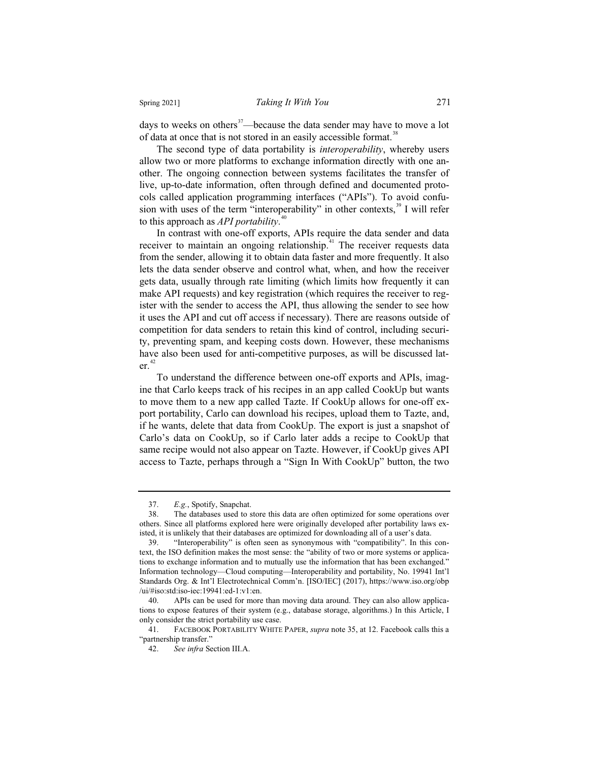days to weeks on others[37]—because the data sender may have to move a lot of data at once that is not stored in an easily accessible format.[38]

The second type of data portability is *interoperability*, whereby users allow two or more platforms to exchange information directly with one another. The ongoing connection between systems facilitates the transfer of live, up-to-date information, often through defined and documented protocols called application programming interfaces ("APIs"). To avoid confusion with uses of the term "interoperability" in other contexts,[39] I will refer to this approach as *API portability*.[40]

In contrast with one-off exports, APIs require the data sender and data receiver to maintain an ongoing relationship.[41] The receiver requests data from the sender, allowing it to obtain data faster and more frequently. It also lets the data sender observe and control what, when, and how the receiver gets data, usually through rate limiting (which limits how frequently it can make API requests) and key registration (which requires the receiver to register with the sender to access the API, thus allowing the sender to see how it uses the API and cut off access if necessary). There are reasons outside of competition for data senders to retain this kind of control, including security, preventing spam, and keeping costs down. However, these mechanisms have also been used for anti-competitive purposes, as will be discussed later.[42]

To understand the difference between one-off exports and APIs, imagine that Carlo keeps track of his recipes in an app called CookUp but wants to move them to a new app called Tazte. If CookUp allows for one-off export portability, Carlo can download his recipes, upload them to Tazte, and, if he wants, delete that data from CookUp. The export is just a snapshot of Carlo's data on CookUp, so if Carlo later adds a recipe to CookUp that same recipe would not also appear on Tazte. However, if CookUp gives API access to Tazte, perhaps through a "Sign In With CookUp" button, the two

---

37. *E.g.*, Spotify, Snapchat.

38. The databases used to store this data are often optimized for some operations over others. Since all platforms explored here were originally developed after portability laws existed, it is unlikely that their databases are optimized for downloading all of a user's data.

39. "Interoperability" is often seen as synonymous with "compatibility". In this context, the ISO definition makes the most sense: the "ability of two or more systems or applications to exchange information and to mutually use the information that has been exchanged." Information technology—Cloud computing—Interoperability and portability, No. 19941 Int'l Standards Org. & Int'l Electrotechnical Comm'n. [ISO/IEC] (2017), https://www.iso.org/obp/ui/#iso:std:iso-iec:19941:ed-1:v1:en.

40. APIs can be used for more than moving data around. They can also allow applications to expose features of their system (e.g., database storage, algorithms.) In this Article, I only consider the strict portability use case.

41. FACEBOOK PORTABILITY WHITE PAPER, *supra* note 35, at 12. Facebook calls this a "partnership transfer."

42. *See infra* Section III.A.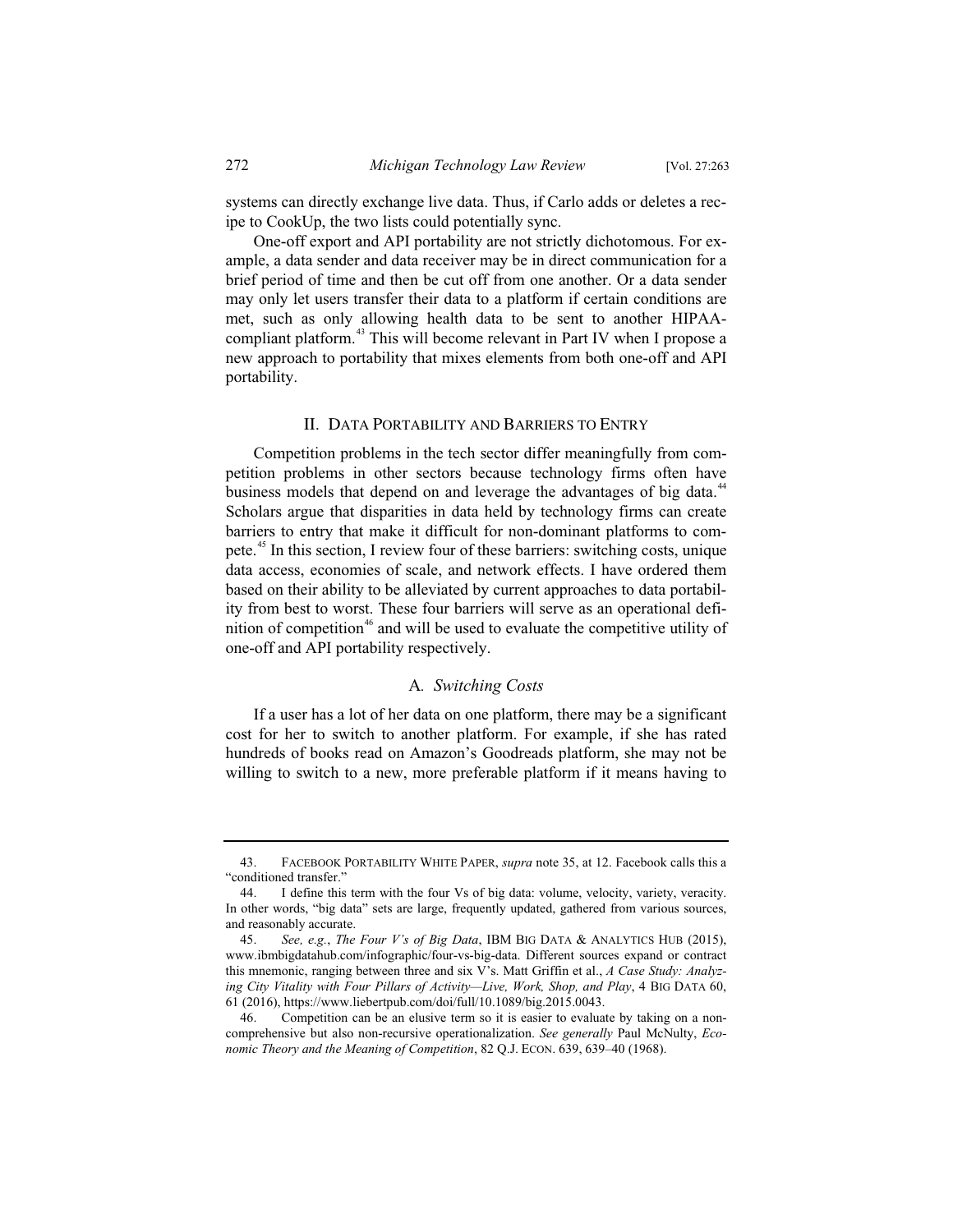systems can directly exchange live data. Thus, if Carlo adds or deletes a recipe to CookUp, the two lists could potentially sync.

One-off export and API portability are not strictly dichotomous. For example, a data sender and data receiver may be in direct communication for a brief period of time and then be cut off from one another. Or a data sender may only let users transfer their data to a platform if certain conditions are met, such as only allowing health data to be sent to another HIPAA-compliant platform.[43] This will become relevant in Part IV when I propose a new approach to portability that mixes elements from both one-off and API portability.

## II. Data Portability and Barriers to Entry

Competition problems in the tech sector differ meaningfully from competition problems in other sectors because technology firms often have business models that depend on and leverage the advantages of big data.[44] Scholars argue that disparities in data held by technology firms can create barriers to entry that make it difficult for non-dominant platforms to compete.[45] In this section, I review four of these barriers: switching costs, unique data access, economies of scale, and network effects. I have ordered them based on their ability to be alleviated by current approaches to data portability from best to worst. These four barriers will serve as an operational definition of competition[46] and will be used to evaluate the competitive utility of one-off and API portability respectively.

### A. *Switching Costs*

If a user has a lot of her data on one platform, there may be a significant cost for her to switch to another platform. For example, if she has rated hundreds of books read on Amazon's Goodreads platform, she may not be willing to switch to a new, more preferable platform if it means having to

---

43. Facebook Portability White Paper, *supra* note 35, at 12. Facebook calls this a "conditioned transfer."

44. I define this term with the four Vs of big data: volume, velocity, variety, veracity. In other words, "big data" sets are large, frequently updated, gathered from various sources, and reasonably accurate.

45. *See, e.g.*, *The Four V's of Big Data*, IBM Big Data & Analytics Hub (2015), www.ibmbigdatahub.com/infographic/four-vs-big-data. Different sources expand or contract this mnemonic, ranging between three and six V's. Matt Griffin et al., *A Case Study: Analyzing City Vitality with Four Pillars of Activity—Live, Work, Shop, and Play*, 4 Big Data 60, 61 (2016), https://www.liebertpub.com/doi/full/10.1089/big.2015.0043.

46. Competition can be an elusive term so it is easier to evaluate by taking on a non-comprehensive but also non-recursive operationalization. *See generally* Paul McNulty, *Economic Theory and the Meaning of Competition*, 82 Q.J. Econ. 639, 639–40 (1968).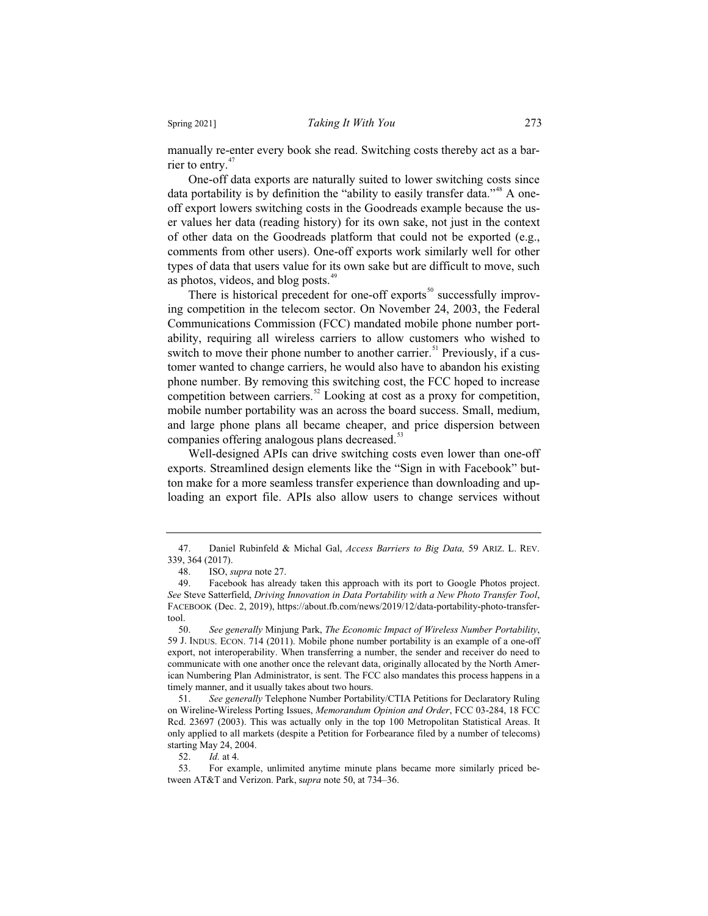manually re-enter every book she read. Switching costs thereby act as a barrier to entry.[47]

One-off data exports are naturally suited to lower switching costs since data portability is by definition the "ability to easily transfer data."[48] A one-off export lowers switching costs in the Goodreads example because the user values her data (reading history) for its own sake, not just in the context of other data on the Goodreads platform that could not be exported (e.g., comments from other users). One-off exports work similarly well for other types of data that users value for its own sake but are difficult to move, such as photos, videos, and blog posts.[49]

There is historical precedent for one-off exports[50] successfully improving competition in the telecom sector. On November 24, 2003, the Federal Communications Commission (FCC) mandated mobile phone number portability, requiring all wireless carriers to allow customers who wished to switch to move their phone number to another carrier.[51] Previously, if a customer wanted to change carriers, he would also have to abandon his existing phone number. By removing this switching cost, the FCC hoped to increase competition between carriers.[52] Looking at cost as a proxy for competition, mobile number portability was an across the board success. Small, medium, and large phone plans all became cheaper, and price dispersion between companies offering analogous plans decreased.[53]

Well-designed APIs can drive switching costs even lower than one-off exports. Streamlined design elements like the "Sign in with Facebook" button make for a more seamless transfer experience than downloading and uploading an export file. APIs also allow users to change services without

---

47. Daniel Rubinfeld & Michal Gal, *Access Barriers to Big Data,* 59 ARIZ. L. REV. 339, 364 (2017).

48. ISO, *supra* note 27.

49. Facebook has already taken this approach with its port to Google Photos project. *See* Steve Satterfield, *Driving Innovation in Data Portability with a New Photo Transfer Tool*, FACEBOOK (Dec. 2, 2019), https://about.fb.com/news/2019/12/data-portability-photo-transfer-tool.

50. *See generally* Minjung Park, *The Economic Impact of Wireless Number Portability*, 59 J. INDUS. ECON. 714 (2011). Mobile phone number portability is an example of a one-off export, not interoperability. When transferring a number, the sender and receiver do need to communicate with one another once the relevant data, originally allocated by the North American Numbering Plan Administrator, is sent. The FCC also mandates this process happens in a timely manner, and it usually takes about two hours.

51. *See generally* Telephone Number Portability/CTIA Petitions for Declaratory Ruling on Wireline-Wireless Porting Issues, *Memorandum Opinion and Order*, FCC 03-284, 18 FCC Rcd. 23697 (2003). This was actually only in the top 100 Metropolitan Statistical Areas. It only applied to all markets (despite a Petition for Forbearance filed by a number of telecoms) starting May 24, 2004.

52. *Id.* at 4.

53. For example, unlimited anytime minute plans became more similarly priced between AT&T and Verizon. Park, s*upra* note 50, at 734–36.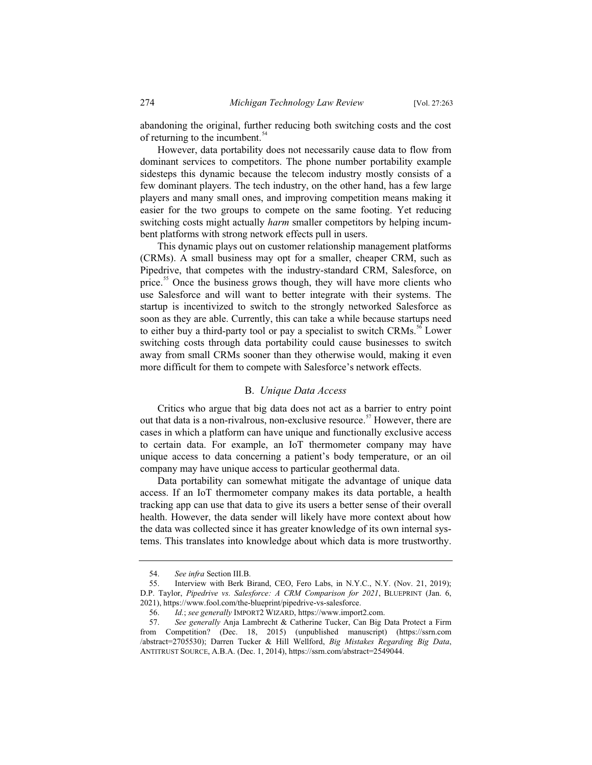abandoning the original, further reducing both switching costs and the cost of returning to the incumbent.[54]

However, data portability does not necessarily cause data to flow from dominant services to competitors. The phone number portability example sidesteps this dynamic because the telecom industry mostly consists of a few dominant players. The tech industry, on the other hand, has a few large players and many small ones, and improving competition means making it easier for the two groups to compete on the same footing. Yet reducing switching costs might actually *harm* smaller competitors by helping incumbent platforms with strong network effects pull in users.

This dynamic plays out on customer relationship management platforms (CRMs). A small business may opt for a smaller, cheaper CRM, such as Pipedrive, that competes with the industry-standard CRM, Salesforce, on price.[55] Once the business grows though, they will have more clients who use Salesforce and will want to better integrate with their systems. The startup is incentivized to switch to the strongly networked Salesforce as soon as they are able. Currently, this can take a while because startups need to either buy a third-party tool or pay a specialist to switch CRMs.[56] Lower switching costs through data portability could cause businesses to switch away from small CRMs sooner than they otherwise would, making it even more difficult for them to compete with Salesforce's network effects.

### B. *Unique Data Access*

Critics who argue that big data does not act as a barrier to entry point out that data is a non-rivalrous, non-exclusive resource.[57] However, there are cases in which a platform can have unique and functionally exclusive access to certain data. For example, an IoT thermometer company may have unique access to data concerning a patient's body temperature, or an oil company may have unique access to particular geothermal data.

Data portability can somewhat mitigate the advantage of unique data access. If an IoT thermometer company makes its data portable, a health tracking app can use that data to give its users a better sense of their overall health. However, the data sender will likely have more context about how the data was collected since it has greater knowledge of its own internal systems. This translates into knowledge about which data is more trustworthy.

---

54. *See infra* Section III.B.

55. Interview with Berk Birand, CEO, Fero Labs, in N.Y.C., N.Y. (Nov. 21, 2019); D.P. Taylor, *Pipedrive vs. Salesforce: A CRM Comparison for 2021*, BLUEPRINT (Jan. 6, 2021), https://www.fool.com/the-blueprint/pipedrive-vs-salesforce.

56. *Id.*; *see generally* IMPORT2 WIZARD, https://www.import2.com.

57. *See generally* Anja Lambrecht & Catherine Tucker, Can Big Data Protect a Firm from Competition? (Dec. 18, 2015) (unpublished manuscript) (https://ssrn.com/abstract=2705530); Darren Tucker & Hill Wellford, *Big Mistakes Regarding Big Data*, ANTITRUST SOURCE, A.B.A. (Dec. 1, 2014), https://ssrn.com/abstract=2549044.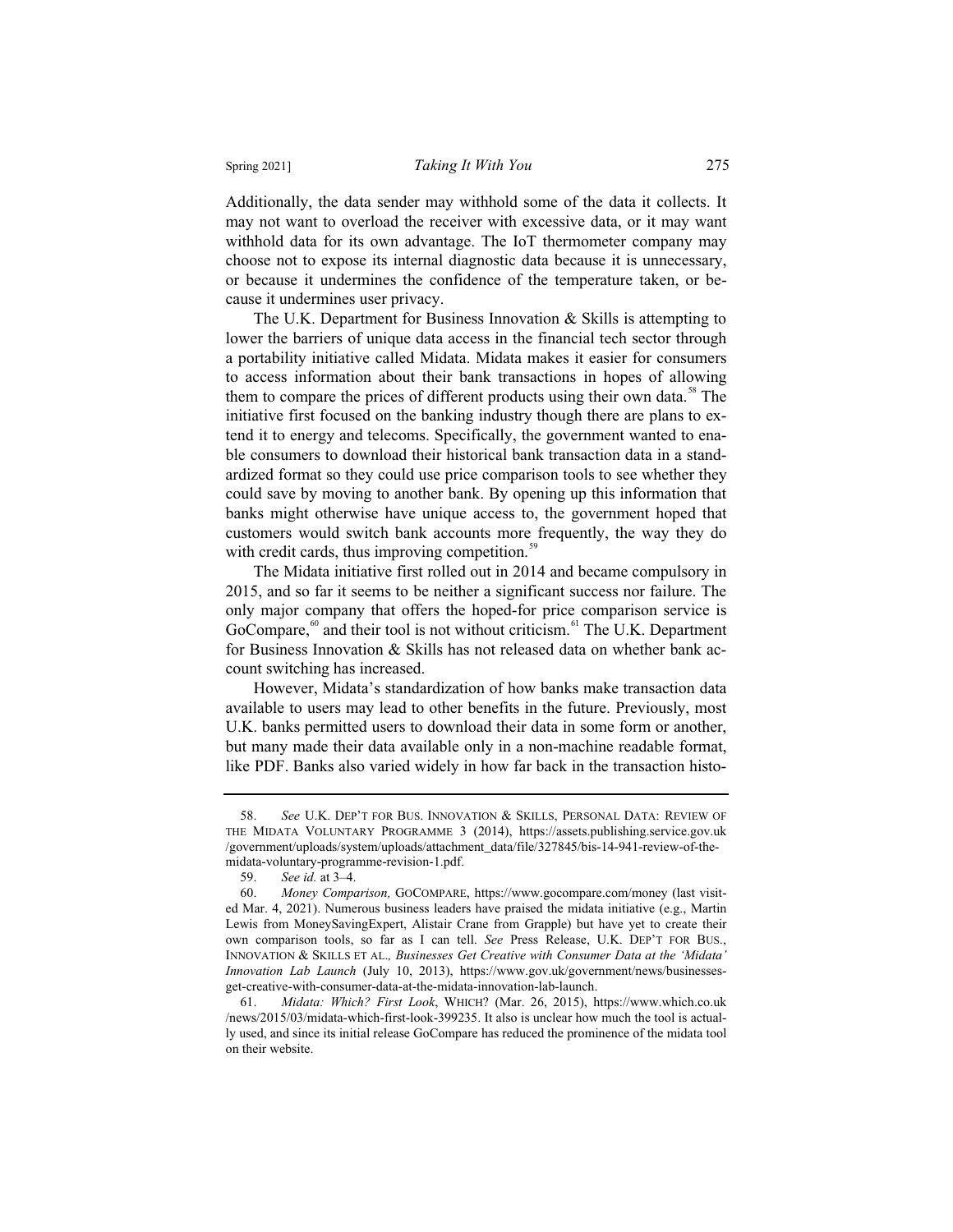Additionally, the data sender may withhold some of the data it collects. It may not want to overload the receiver with excessive data, or it may want withhold data for its own advantage. The IoT thermometer company may choose not to expose its internal diagnostic data because it is unnecessary, or because it undermines the confidence of the temperature taken, or because it undermines user privacy.

The U.K. Department for Business Innovation & Skills is attempting to lower the barriers of unique data access in the financial tech sector through a portability initiative called Midata. Midata makes it easier for consumers to access information about their bank transactions in hopes of allowing them to compare the prices of different products using their own data.[58] The initiative first focused on the banking industry though there are plans to extend it to energy and telecoms. Specifically, the government wanted to enable consumers to download their historical bank transaction data in a standardized format so they could use price comparison tools to see whether they could save by moving to another bank. By opening up this information that banks might otherwise have unique access to, the government hoped that customers would switch bank accounts more frequently, the way they do with credit cards, thus improving competition.[59]

The Midata initiative first rolled out in 2014 and became compulsory in 2015, and so far it seems to be neither a significant success nor failure. The only major company that offers the hoped-for price comparison service is GoCompare,[60] and their tool is not without criticism.[61] The U.K. Department for Business Innovation & Skills has not released data on whether bank account switching has increased.

However, Midata's standardization of how banks make transaction data available to users may lead to other benefits in the future. Previously, most U.K. banks permitted users to download their data in some form or another, but many made their data available only in a non-machine readable format, like PDF. Banks also varied widely in how far back in the transaction histo-

---

58. *See* U.K. DEP'T FOR BUS. INNOVATION & SKILLS, PERSONAL DATA: REVIEW OF THE MIDATA VOLUNTARY PROGRAMME 3 (2014), https://assets.publishing.service.gov.uk/government/uploads/system/uploads/attachment_data/file/327845/bis-14-941-review-of-the-midata-voluntary-programme-revision-1.pdf.

59. *See id.* at 3–4.

60. *Money Comparison,* GOCOMPARE, https://www.gocompare.com/money (last visited Mar. 4, 2021). Numerous business leaders have praised the midata initiative (e.g., Martin Lewis from MoneySavingExpert, Alistair Crane from Grapple) but have yet to create their own comparison tools, so far as I can tell. *See* Press Release, U.K. DEP'T FOR BUS., INNOVATION & SKILLS ET AL., *Businesses Get Creative with Consumer Data at the 'Midata' Innovation Lab Launch* (July 10, 2013), https://www.gov.uk/government/news/businesses-get-creative-with-consumer-data-at-the-midata-innovation-lab-launch.

61. *Midata: Which? First Look*, WHICH? (Mar. 26, 2015), https://www.which.co.uk/news/2015/03/midata-which-first-look-399235. It also is unclear how much the tool is actually used, and since its initial release GoCompare has reduced the prominence of the midata tool on their website.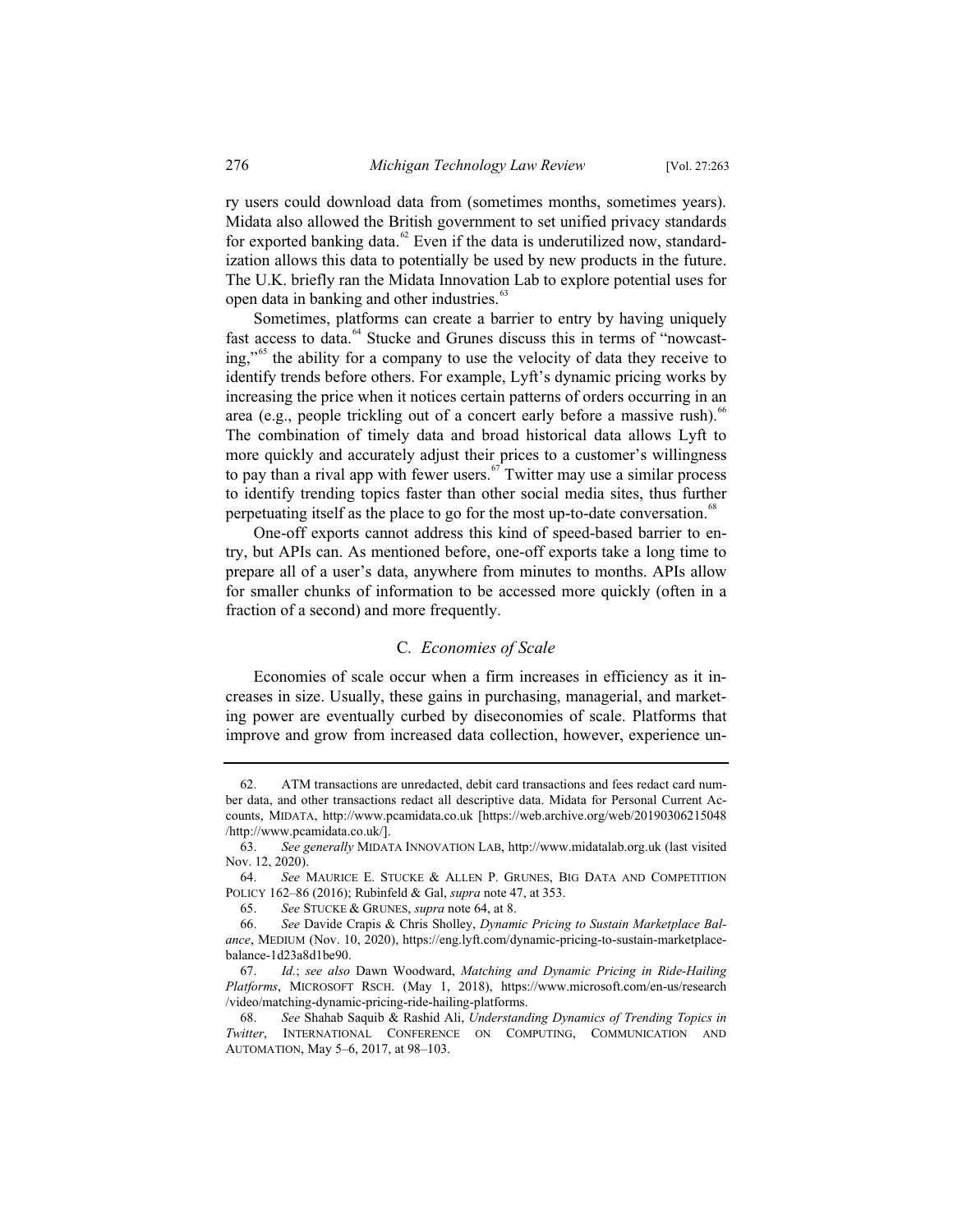ry users could download data from (sometimes months, sometimes years). Midata also allowed the British government to set unified privacy standards for exported banking data.[62] Even if the data is underutilized now, standardization allows this data to potentially be used by new products in the future. The U.K. briefly ran the Midata Innovation Lab to explore potential uses for open data in banking and other industries.[63]

Sometimes, platforms can create a barrier to entry by having uniquely fast access to data.[64] Stucke and Grunes discuss this in terms of "nowcasting,"[65] the ability for a company to use the velocity of data they receive to identify trends before others. For example, Lyft's dynamic pricing works by increasing the price when it notices certain patterns of orders occurring in an area (e.g., people trickling out of a concert early before a massive rush).[66] The combination of timely data and broad historical data allows Lyft to more quickly and accurately adjust their prices to a customer's willingness to pay than a rival app with fewer users.[67] Twitter may use a similar process to identify trending topics faster than other social media sites, thus further perpetuating itself as the place to go for the most up-to-date conversation.[68]

One-off exports cannot address this kind of speed-based barrier to entry, but APIs can. As mentioned before, one-off exports take a long time to prepare all of a user's data, anywhere from minutes to months. APIs allow for smaller chunks of information to be accessed more quickly (often in a fraction of a second) and more frequently.

### C. *Economies of Scale*

Economies of scale occur when a firm increases in efficiency as it increases in size. Usually, these gains in purchasing, managerial, and marketing power are eventually curbed by diseconomies of scale. Platforms that improve and grow from increased data collection, however, experience un-

---

62. ATM transactions are unredacted, debit card transactions and fees redact card number data, and other transactions redact all descriptive data. Midata for Personal Current Accounts, MIDATA, http://www.pcamidata.co.uk [https://web.archive.org/web/20190306215048/http://www.pcamidata.co.uk/].

63. *See generally* MIDATA INNOVATION LAB, http://www.midatalab.org.uk (last visited Nov. 12, 2020).

64. *See* MAURICE E. STUCKE & ALLEN P. GRUNES, BIG DATA AND COMPETITION POLICY 162–86 (2016); Rubinfeld & Gal, *supra* note 47, at 353.

65. *See* STUCKE & GRUNES, *supra* note 64, at 8.

66. *See* Davide Crapis & Chris Sholley, *Dynamic Pricing to Sustain Marketplace Balance*, MEDIUM (Nov. 10, 2020), https://eng.lyft.com/dynamic-pricing-to-sustain-marketplace-balance-1d23a8d1be90.

67. *Id.*; *see also* Dawn Woodward, *Matching and Dynamic Pricing in Ride-Hailing Platforms*, MICROSOFT RSCH. (May 1, 2018), https://www.microsoft.com/en-us/research/video/matching-dynamic-pricing-ride-hailing-platforms.

68. *See* Shahab Saquib & Rashid Ali, *Understanding Dynamics of Trending Topics in Twitter*, INTERNATIONAL CONFERENCE ON COMPUTING, COMMUNICATION AND AUTOMATION, May 5–6, 2017, at 98–103.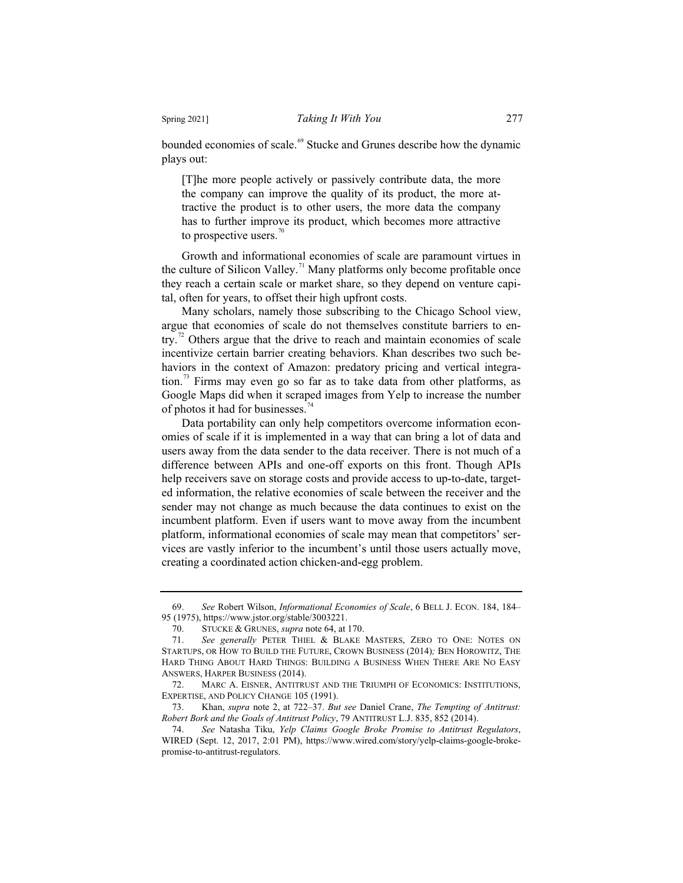bounded economies of scale.[69] Stucke and Grunes describe how the dynamic plays out:

> [T]he more people actively or passively contribute data, the more the company can improve the quality of its product, the more attractive the product is to other users, the more data the company has to further improve its product, which becomes more attractive to prospective users.[70]

Growth and informational economies of scale are paramount virtues in the culture of Silicon Valley.[71] Many platforms only become profitable once they reach a certain scale or market share, so they depend on venture capital, often for years, to offset their high upfront costs.

Many scholars, namely those subscribing to the Chicago School view, argue that economies of scale do not themselves constitute barriers to entry.[72] Others argue that the drive to reach and maintain economies of scale incentivize certain barrier creating behaviors. Khan describes two such behaviors in the context of Amazon: predatory pricing and vertical integration.[73] Firms may even go so far as to take data from other platforms, as Google Maps did when it scraped images from Yelp to increase the number of photos it had for businesses.[74]

Data portability can only help competitors overcome information economies of scale if it is implemented in a way that can bring a lot of data and users away from the data sender to the data receiver. There is not much of a difference between APIs and one-off exports on this front. Though APIs help receivers save on storage costs and provide access to up-to-date, targeted information, the relative economies of scale between the receiver and the sender may not change as much because the data continues to exist on the incumbent platform. Even if users want to move away from the incumbent platform, informational economies of scale may mean that competitors' services are vastly inferior to the incumbent's until those users actually move, creating a coordinated action chicken-and-egg problem.

---

69. *See* Robert Wilson, *Informational Economies of Scale*, 6 BELL J. ECON. 184, 184–95 (1975), https://www.jstor.org/stable/3003221.

70. STUCKE & GRUNES, *supra* note 64, at 170.

71. *See generally* PETER THIEL & BLAKE MASTERS, ZERO TO ONE: NOTES ON STARTUPS, OR HOW TO BUILD THE FUTURE, CROWN BUSINESS (2014); BEN HOROWITZ, THE HARD THING ABOUT HARD THINGS: BUILDING A BUSINESS WHEN THERE ARE NO EASY ANSWERS, HARPER BUSINESS (2014).

72. MARC A. EISNER, ANTITRUST AND THE TRIUMPH OF ECONOMICS: INSTITUTIONS, EXPERTISE, AND POLICY CHANGE 105 (1991).

73. Khan, *supra* note 2, at 722–37. *But see* Daniel Crane, *The Tempting of Antitrust: Robert Bork and the Goals of Antitrust Policy*, 79 ANTITRUST L.J. 835, 852 (2014).

74. *See* Natasha Tiku, *Yelp Claims Google Broke Promise to Antitrust Regulators*, WIRED (Sept. 12, 2017, 2:01 PM), https://www.wired.com/story/yelp-claims-google-broke-promise-to-antitrust-regulators.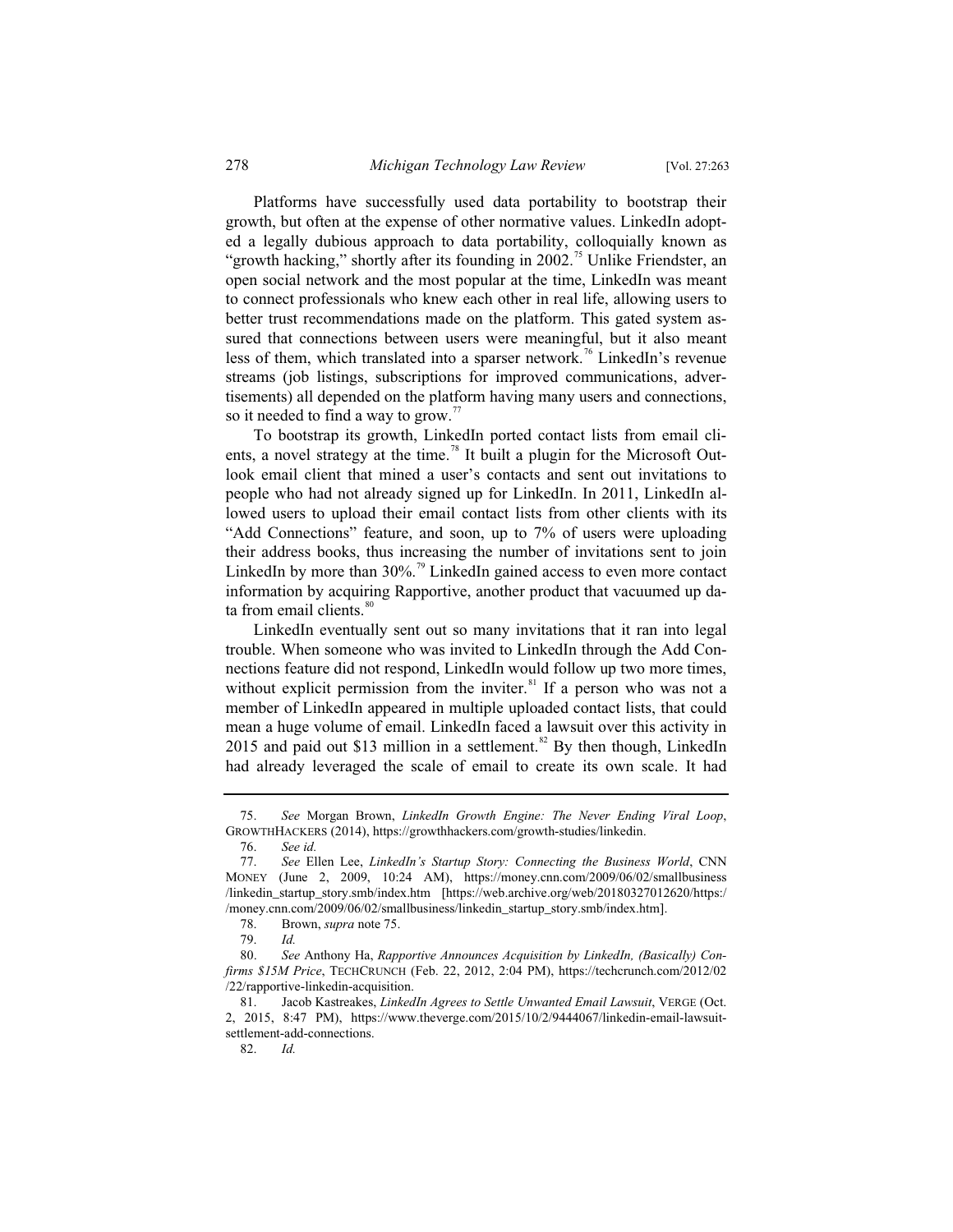Platforms have successfully used data portability to bootstrap their growth, but often at the expense of other normative values. LinkedIn adopted a legally dubious approach to data portability, colloquially known as "growth hacking," shortly after its founding in 2002.[75] Unlike Friendster, an open social network and the most popular at the time, LinkedIn was meant to connect professionals who knew each other in real life, allowing users to better trust recommendations made on the platform. This gated system assured that connections between users were meaningful, but it also meant less of them, which translated into a sparser network.[76] LinkedIn's revenue streams (job listings, subscriptions for improved communications, advertisements) all depended on the platform having many users and connections, so it needed to find a way to grow.[77]

To bootstrap its growth, LinkedIn ported contact lists from email clients, a novel strategy at the time.[78] It built a plugin for the Microsoft Outlook email client that mined a user's contacts and sent out invitations to people who had not already signed up for LinkedIn. In 2011, LinkedIn allowed users to upload their email contact lists from other clients with its "Add Connections" feature, and soon, up to 7% of users were uploading their address books, thus increasing the number of invitations sent to join LinkedIn by more than 30%.[79] LinkedIn gained access to even more contact information by acquiring Rapportive, another product that vacuumed up data from email clients.[80]

LinkedIn eventually sent out so many invitations that it ran into legal trouble. When someone who was invited to LinkedIn through the Add Connections feature did not respond, LinkedIn would follow up two more times, without explicit permission from the inviter.[81] If a person who was not a member of LinkedIn appeared in multiple uploaded contact lists, that could mean a huge volume of email. LinkedIn faced a lawsuit over this activity in 2015 and paid out $13 million in a settlement.[82] By then though, LinkedIn had already leveraged the scale of email to create its own scale. It had

---

75. *See* Morgan Brown, *LinkedIn Growth Engine: The Never Ending Viral Loop*, GROWTHHACKERS (2014), https://growthhackers.com/growth-studies/linkedin.

76. *See id.*

77. *See* Ellen Lee, *LinkedIn's Startup Story: Connecting the Business World*, CNN MONEY (June 2, 2009, 10:24 AM), https://money.cnn.com/2009/06/02/smallbusiness/linkedin_startup_story.smb/index.htm [https://web.archive.org/web/20180327012620/https://money.cnn.com/2009/06/02/smallbusiness/linkedin_startup_story.smb/index.htm].

78. Brown, *supra* note 75.

79. *Id.*

80. *See* Anthony Ha, *Rapportive Announces Acquisition by LinkedIn, (Basically) Confirms $15M Price*, TECHCRUNCH (Feb. 22, 2012, 2:04 PM), https://techcrunch.com/2012/02/22/rapportive-linkedin-acquisition.

81. Jacob Kastreakes, *LinkedIn Agrees to Settle Unwanted Email Lawsuit*, VERGE (Oct. 2, 2015, 8:47 PM), https://www.theverge.com/2015/10/2/9444067/linkedin-email-lawsuit-settlement-add-connections.

82. *Id.*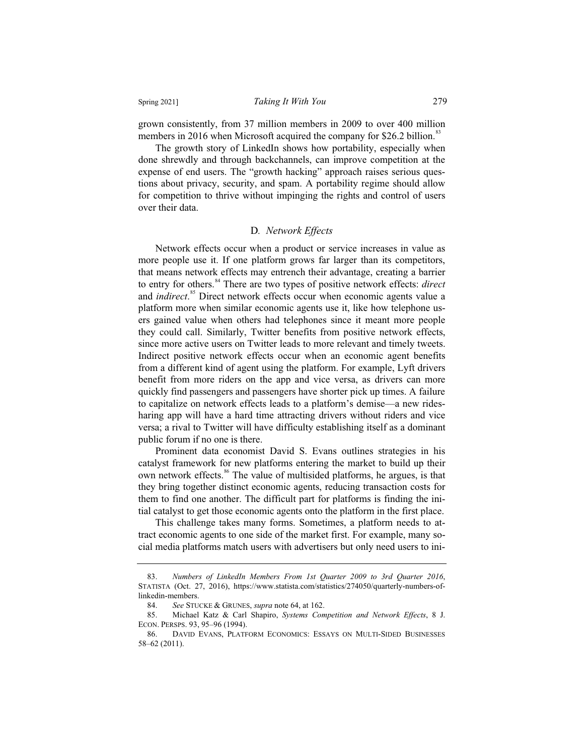grown consistently, from 37 million members in 2009 to over 400 million members in 2016 when Microsoft acquired the company for $26.2 billion.[83]

The growth story of LinkedIn shows how portability, especially when done shrewdly and through backchannels, can improve competition at the expense of end users. The "growth hacking" approach raises serious questions about privacy, security, and spam. A portability regime should allow for competition to thrive without impinging the rights and control of users over their data.

### D. *Network Effects*

Network effects occur when a product or service increases in value as more people use it. If one platform grows far larger than its competitors, that means network effects may entrench their advantage, creating a barrier to entry for others.[84] There are two types of positive network effects: *direct* and *indirect*.[85] Direct network effects occur when economic agents value a platform more when similar economic agents use it, like how telephone users gained value when others had telephones since it meant more people they could call. Similarly, Twitter benefits from positive network effects, since more active users on Twitter leads to more relevant and timely tweets. Indirect positive network effects occur when an economic agent benefits from a different kind of agent using the platform. For example, Lyft drivers benefit from more riders on the app and vice versa, as drivers can more quickly find passengers and passengers have shorter pick up times. A failure to capitalize on network effects leads to a platform's demise—a new ridesharing app will have a hard time attracting drivers without riders and vice versa; a rival to Twitter will have difficulty establishing itself as a dominant public forum if no one is there.

Prominent data economist David S. Evans outlines strategies in his catalyst framework for new platforms entering the market to build up their own network effects.[86] The value of multisided platforms, he argues, is that they bring together distinct economic agents, reducing transaction costs for them to find one another. The difficult part for platforms is finding the initial catalyst to get those economic agents onto the platform in the first place.

This challenge takes many forms. Sometimes, a platform needs to attract economic agents to one side of the market first. For example, many social media platforms match users with advertisers but only need users to ini-

---

83. *Numbers of LinkedIn Members From 1st Quarter 2009 to 3rd Quarter 2016*, STATISTA (Oct. 27, 2016), https://www.statista.com/statistics/274050/quarterly-numbers-of-linkedin-members.

84. *See* STUCKE & GRUNES, *supra* note 64, at 162.

85. Michael Katz & Carl Shapiro, *Systems Competition and Network Effects*, 8 J. ECON. PERSPS. 93, 95–96 (1994).

86. DAVID EVANS, PLATFORM ECONOMICS: ESSAYS ON MULTI-SIDED BUSINESSES 58–62 (2011).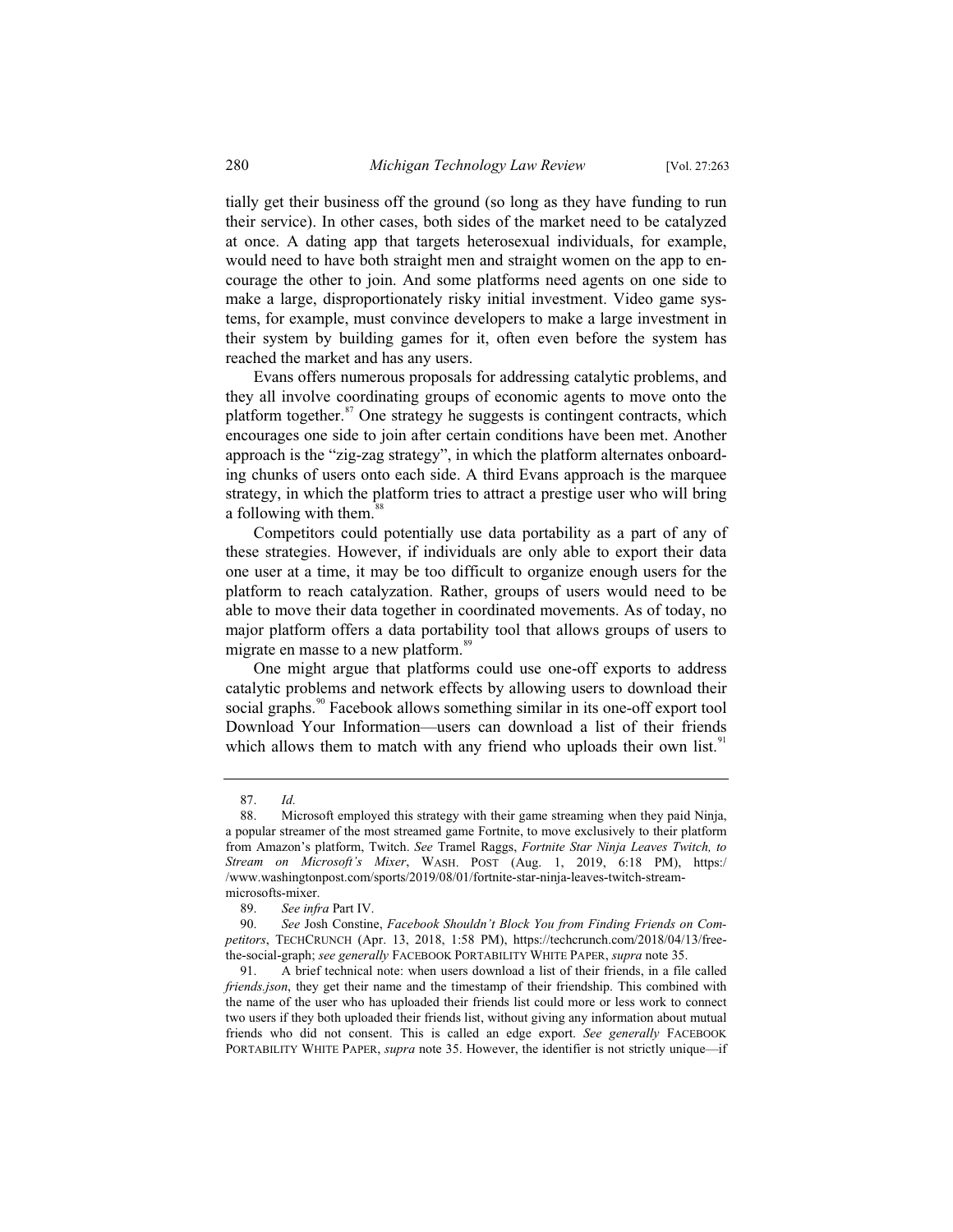tially get their business off the ground (so long as they have funding to run their service). In other cases, both sides of the market need to be catalyzed at once. A dating app that targets heterosexual individuals, for example, would need to have both straight men and straight women on the app to encourage the other to join. And some platforms need agents on one side to make a large, disproportionately risky initial investment. Video game systems, for example, must convince developers to make a large investment in their system by building games for it, often even before the system has reached the market and has any users.

Evans offers numerous proposals for addressing catalytic problems, and they all involve coordinating groups of economic agents to move onto the platform together.[87] One strategy he suggests is contingent contracts, which encourages one side to join after certain conditions have been met. Another approach is the "zig-zag strategy", in which the platform alternates onboarding chunks of users onto each side. A third Evans approach is the marquee strategy, in which the platform tries to attract a prestige user who will bring a following with them.[88]

Competitors could potentially use data portability as a part of any of these strategies. However, if individuals are only able to export their data one user at a time, it may be too difficult to organize enough users for the platform to reach catalyzation. Rather, groups of users would need to be able to move their data together in coordinated movements. As of today, no major platform offers a data portability tool that allows groups of users to migrate en masse to a new platform.[89]

One might argue that platforms could use one-off exports to address catalytic problems and network effects by allowing users to download their social graphs.[90] Facebook allows something similar in its one-off export tool Download Your Information—users can download a list of their friends which allows them to match with any friend who uploads their own list.[91]

---

87. *Id.*

88. Microsoft employed this strategy with their game streaming when they paid Ninja, a popular streamer of the most streamed game Fortnite, to move exclusively to their platform from Amazon's platform, Twitch. *See* Tramel Raggs, *Fortnite Star Ninja Leaves Twitch, to Stream on Microsoft's Mixer*, WASH. POST (Aug. 1, 2019, 6:18 PM), https://www.washingtonpost.com/sports/2019/08/01/fortnite-star-ninja-leaves-twitch-stream-microsofts-mixer.

89. *See infra* Part IV.

90. *See* Josh Constine, *Facebook Shouldn't Block You from Finding Friends on Competitors*, TECHCRUNCH (Apr. 13, 2018, 1:58 PM), https://techcrunch.com/2018/04/13/free-the-social-graph; *see generally* FACEBOOK PORTABILITY WHITE PAPER, *supra* note 35.

91. A brief technical note: when users download a list of their friends, in a file called *friends.json*, they get their name and the timestamp of their friendship. This combined with the name of the user who has uploaded their friends list could more or less work to connect two users if they both uploaded their friends list, without giving any information about mutual friends who did not consent. This is called an edge export. *See generally* FACEBOOK PORTABILITY WHITE PAPER, *supra* note 35. However, the identifier is not strictly unique—if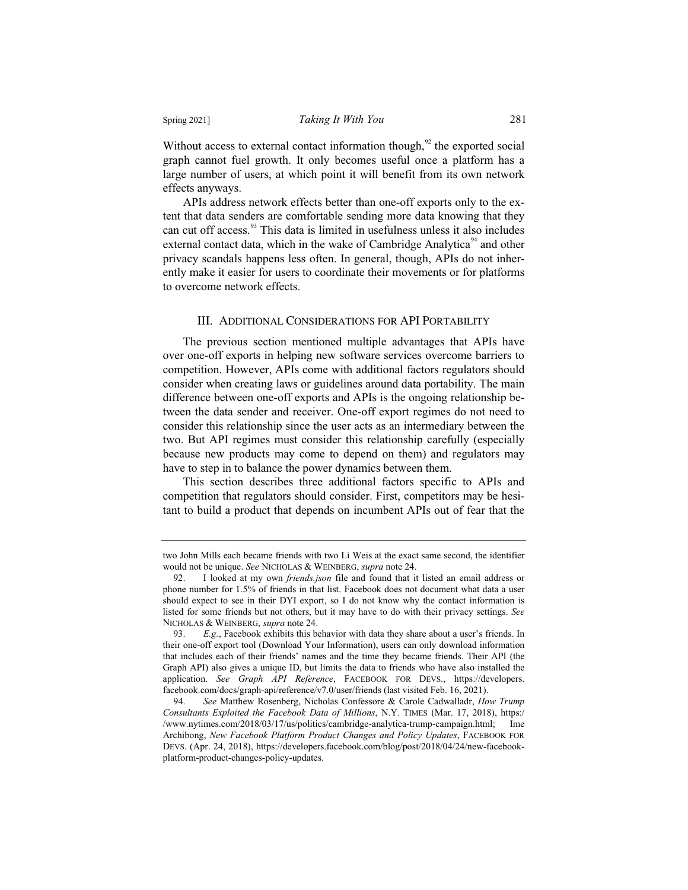Without access to external contact information though,[92] the exported social graph cannot fuel growth. It only becomes useful once a platform has a large number of users, at which point it will benefit from its own network effects anyways.

APIs address network effects better than one-off exports only to the extent that data senders are comfortable sending more data knowing that they can cut off access.[93] This data is limited in usefulness unless it also includes external contact data, which in the wake of Cambridge Analytica[94] and other privacy scandals happens less often. In general, though, APIs do not inherently make it easier for users to coordinate their movements or for platforms to overcome network effects.

## III. Additional Considerations for API Portability

The previous section mentioned multiple advantages that APIs have over one-off exports in helping new software services overcome barriers to competition. However, APIs come with additional factors regulators should consider when creating laws or guidelines around data portability. The main difference between one-off exports and APIs is the ongoing relationship between the data sender and receiver. One-off export regimes do not need to consider this relationship since the user acts as an intermediary between the two. But API regimes must consider this relationship carefully (especially because new products may come to depend on them) and regulators may have to step in to balance the power dynamics between them.

This section describes three additional factors specific to APIs and competition that regulators should consider. First, competitors may be hesitant to build a product that depends on incumbent APIs out of fear that the

---

two John Mills each became friends with two Li Weis at the exact same second, the identifier would not be unique. *See* Nicholas & Weinberg, *supra* note 24.

92. I looked at my own *friends.json* file and found that it listed an email address or phone number for 1.5% of friends in that list. Facebook does not document what data a user should expect to see in their DYI export, so I do not know why the contact information is listed for some friends but not others, but it may have to do with their privacy settings. *See* Nicholas & Weinberg, *supra* note 24.

93. *E.g.*, Facebook exhibits this behavior with data they share about a user's friends. In their one-off export tool (Download Your Information), users can only download information that includes each of their friends' names and the time they became friends. Their API (the Graph API) also gives a unique ID, but limits the data to friends who have also installed the application. *See Graph API Reference*, Facebook for Devs., https://developers.facebook.com/docs/graph-api/reference/v7.0/user/friends (last visited Feb. 16, 2021).

94. *See* Matthew Rosenberg, Nicholas Confessore & Carole Cadwalladr, *How Trump Consultants Exploited the Facebook Data of Millions*, N.Y. Times (Mar. 17, 2018), https://www.nytimes.com/2018/03/17/us/politics/cambridge-analytica-trump-campaign.html; Ime Archibong, *New Facebook Platform Product Changes and Policy Updates*, Facebook for Devs. (Apr. 24, 2018), https://developers.facebook.com/blog/post/2018/04/24/new-facebook-platform-product-changes-policy-updates.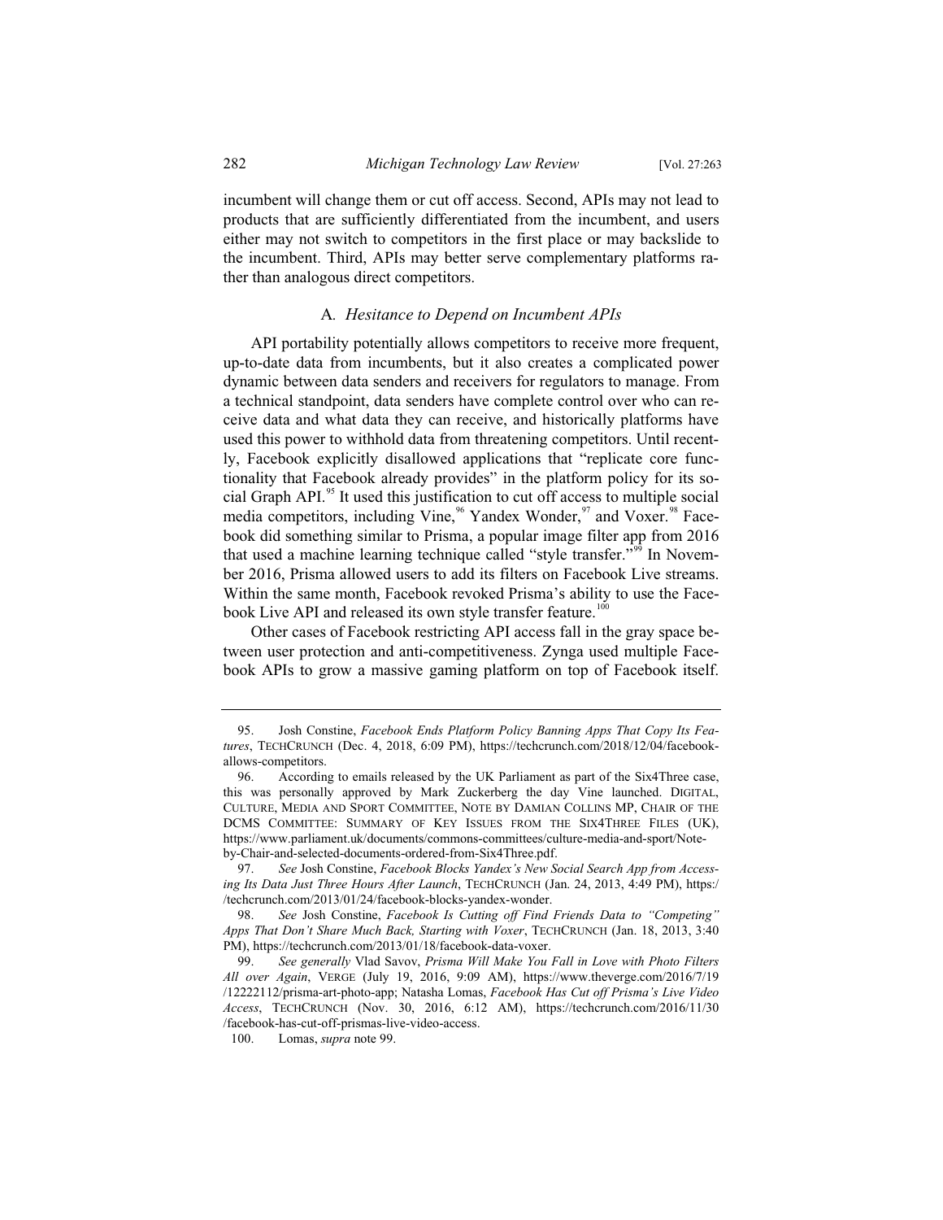incumbent will change them or cut off access. Second, APIs may not lead to products that are sufficiently differentiated from the incumbent, and users either may not switch to competitors in the first place or may backslide to the incumbent. Third, APIs may better serve complementary platforms rather than analogous direct competitors.

### A. *Hesitance to Depend on Incumbent APIs*

API portability potentially allows competitors to receive more frequent, up-to-date data from incumbents, but it also creates a complicated power dynamic between data senders and receivers for regulators to manage. From a technical standpoint, data senders have complete control over who can receive data and what data they can receive, and historically platforms have used this power to withhold data from threatening competitors. Until recently, Facebook explicitly disallowed applications that "replicate core functionality that Facebook already provides" in the platform policy for its social Graph API.[95] It used this justification to cut off access to multiple social media competitors, including Vine,[96] Yandex Wonder,[97] and Voxer.[98] Facebook did something similar to Prisma, a popular image filter app from 2016 that used a machine learning technique called "style transfer."[99] In November 2016, Prisma allowed users to add its filters on Facebook Live streams. Within the same month, Facebook revoked Prisma's ability to use the Facebook Live API and released its own style transfer feature.[100]

Other cases of Facebook restricting API access fall in the gray space between user protection and anti-competitiveness. Zynga used multiple Facebook APIs to grow a massive gaming platform on top of Facebook itself.

---

95. Josh Constine, *Facebook Ends Platform Policy Banning Apps That Copy Its Features*, TECHCRUNCH (Dec. 4, 2018, 6:09 PM), https://techcrunch.com/2018/12/04/facebook-allows-competitors.

96. According to emails released by the UK Parliament as part of the Six4Three case, this was personally approved by Mark Zuckerberg the day Vine launched. DIGITAL, CULTURE, MEDIA AND SPORT COMMITTEE, NOTE BY DAMIAN COLLINS MP, CHAIR OF THE DCMS COMMITTEE: SUMMARY OF KEY ISSUES FROM THE SIX4THREE FILES (UK), https://www.parliament.uk/documents/commons-committees/culture-media-and-sport/Note-by-Chair-and-selected-documents-ordered-from-Six4Three.pdf.

97. *See* Josh Constine, *Facebook Blocks Yandex's New Social Search App from Accessing Its Data Just Three Hours After Launch*, TECHCRUNCH (Jan. 24, 2013, 4:49 PM), https://techcrunch.com/2013/01/24/facebook-blocks-yandex-wonder.

98. *See* Josh Constine, *Facebook Is Cutting off Find Friends Data to "Competing" Apps That Don't Share Much Back, Starting with Voxer*, TECHCRUNCH (Jan. 18, 2013, 3:40 PM), https://techcrunch.com/2013/01/18/facebook-data-voxer.

99. *See generally* Vlad Savov, *Prisma Will Make You Fall in Love with Photo Filters All over Again*, VERGE (July 19, 2016, 9:09 AM), https://www.theverge.com/2016/7/19/12222112/prisma-art-photo-app; Natasha Lomas, *Facebook Has Cut off Prisma's Live Video Access*, TECHCRUNCH (Nov. 30, 2016, 6:12 AM), https://techcrunch.com/2016/11/30/facebook-has-cut-off-prismas-live-video-access.

100. Lomas, *supra* note 99.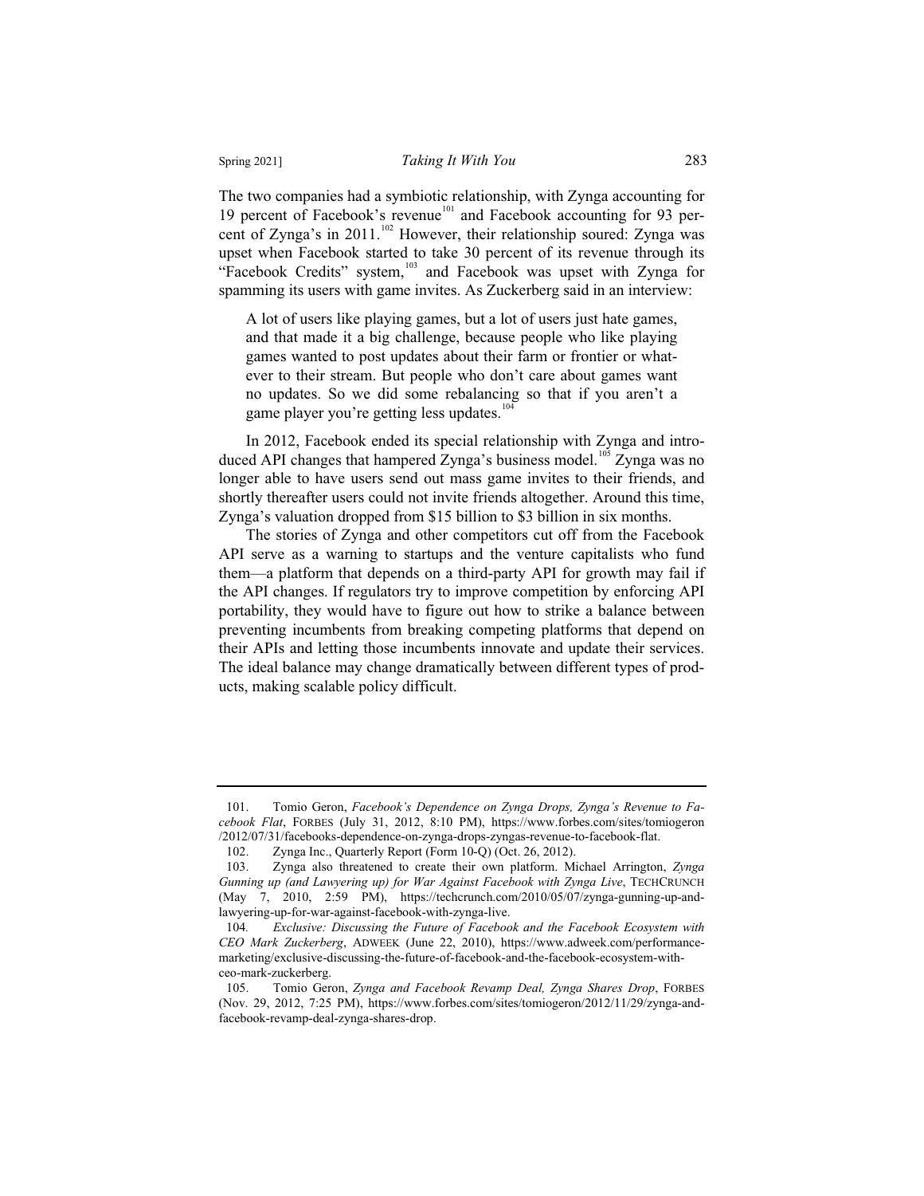The two companies had a symbiotic relationship, with Zynga accounting for 19 percent of Facebook's revenue[101] and Facebook accounting for 93 percent of Zynga's in 2011.[102] However, their relationship soured: Zynga was upset when Facebook started to take 30 percent of its revenue through its "Facebook Credits" system,[103] and Facebook was upset with Zynga for spamming its users with game invites. As Zuckerberg said in an interview:

> A lot of users like playing games, but a lot of users just hate games, and that made it a big challenge, because people who like playing games wanted to post updates about their farm or frontier or whatever to their stream. But people who don't care about games want no updates. So we did some rebalancing so that if you aren't a game player you're getting less updates.[104]

In 2012, Facebook ended its special relationship with Zynga and introduced API changes that hampered Zynga's business model.[105] Zynga was no longer able to have users send out mass game invites to their friends, and shortly thereafter users could not invite friends altogether. Around this time, Zynga's valuation dropped from $15 billion to $3 billion in six months.

The stories of Zynga and other competitors cut off from the Facebook API serve as a warning to startups and the venture capitalists who fund them—a platform that depends on a third-party API for growth may fail if the API changes. If regulators try to improve competition by enforcing API portability, they would have to figure out how to strike a balance between preventing incumbents from breaking competing platforms that depend on their APIs and letting those incumbents innovate and update their services. The ideal balance may change dramatically between different types of products, making scalable policy difficult.

---

101. Tomio Geron, *Facebook's Dependence on Zynga Drops, Zynga's Revenue to Facebook Flat*, FORBES (July 31, 2012, 8:10 PM), https://www.forbes.com/sites/tomiogeron/2012/07/31/facebooks-dependence-on-zynga-drops-zyngas-revenue-to-facebook-flat.

102. Zynga Inc., Quarterly Report (Form 10-Q) (Oct. 26, 2012).

103. Zynga also threatened to create their own platform. Michael Arrington, *Zynga Gunning up (and Lawyering up) for War Against Facebook with Zynga Live*, TECHCRUNCH (May 7, 2010, 2:59 PM), https://techcrunch.com/2010/05/07/zynga-gunning-up-and-lawyering-up-for-war-against-facebook-with-zynga-live.

104. *Exclusive: Discussing the Future of Facebook and the Facebook Ecosystem with CEO Mark Zuckerberg*, ADWEEK (June 22, 2010), https://www.adweek.com/performance-marketing/exclusive-discussing-the-future-of-facebook-and-the-facebook-ecosystem-with-ceo-mark-zuckerberg.

105. Tomio Geron, *Zynga and Facebook Revamp Deal, Zynga Shares Drop*, FORBES (Nov. 29, 2012, 7:25 PM), https://www.forbes.com/sites/tomiogeron/2012/11/29/zynga-and-facebook-revamp-deal-zynga-shares-drop.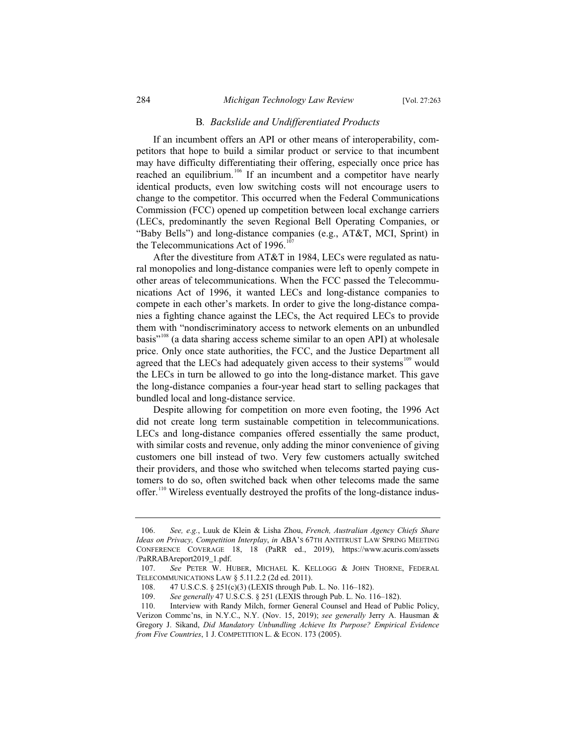### B. *Backslide and Undifferentiated Products*

If an incumbent offers an API or other means of interoperability, competitors that hope to build a similar product or service to that incumbent may have difficulty differentiating their offering, especially once price has reached an equilibrium.[106] If an incumbent and a competitor have nearly identical products, even low switching costs will not encourage users to change to the competitor. This occurred when the Federal Communications Commission (FCC) opened up competition between local exchange carriers (LECs, predominantly the seven Regional Bell Operating Companies, or "Baby Bells") and long-distance companies (e.g., AT&T, MCI, Sprint) in the Telecommunications Act of 1996.[107]

After the divestiture from AT&T in 1984, LECs were regulated as natural monopolies and long-distance companies were left to openly compete in other areas of telecommunications. When the FCC passed the Telecommunications Act of 1996, it wanted LECs and long-distance companies to compete in each other's markets. In order to give the long-distance companies a fighting chance against the LECs, the Act required LECs to provide them with "nondiscriminatory access to network elements on an unbundled basis"[108] (a data sharing access scheme similar to an open API) at wholesale price. Only once state authorities, the FCC, and the Justice Department all agreed that the LECs had adequately given access to their systems[109] would the LECs in turn be allowed to go into the long-distance market. This gave the long-distance companies a four-year head start to selling packages that bundled local and long-distance service.

Despite allowing for competition on more even footing, the 1996 Act did not create long term sustainable competition in telecommunications. LECs and long-distance companies offered essentially the same product, with similar costs and revenue, only adding the minor convenience of giving customers one bill instead of two. Very few customers actually switched their providers, and those who switched when telecoms started paying customers to do so, often switched back when other telecoms made the same offer.[110] Wireless eventually destroyed the profits of the long-distance indus-

---

106. *See, e.g.*, Luuk de Klein & Lisha Zhou, *French, Australian Agency Chiefs Share Ideas on Privacy, Competition Interplay*, *in* ABA'S 67TH ANTITRUST LAW SPRING MEETING CONFERENCE COVERAGE 18, 18 (PaRR ed., 2019), https://www.acuris.com/assets/PaRRABAreport2019_1.pdf.

107. *See* PETER W. HUBER, MICHAEL K. KELLOGG & JOHN THORNE, FEDERAL TELECOMMUNICATIONS LAW § 5.11.2.2 (2d ed. 2011).

108. 47 U.S.C.S. § 251(c)(3) (LEXIS through Pub. L. No. 116–182).

109. *See generally* 47 U.S.C.S. § 251 (LEXIS through Pub. L. No. 116–182).

110. Interview with Randy Milch, former General Counsel and Head of Public Policy, Verizon Commc'ns, in N.Y.C., N.Y. (Nov. 15, 2019); *see generally* Jerry A. Hausman & Gregory J. Sikand, *Did Mandatory Unbundling Achieve Its Purpose? Empirical Evidence from Five Countries*, 1 J. COMPETITION L. & ECON. 173 (2005).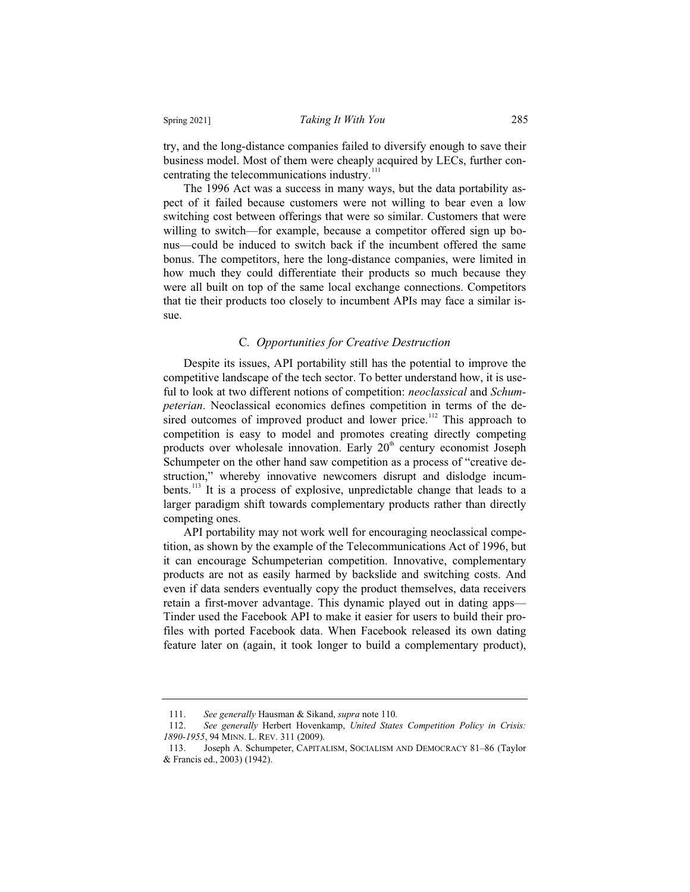try, and the long-distance companies failed to diversify enough to save their business model. Most of them were cheaply acquired by LECs, further concentrating the telecommunications industry.[111]

The 1996 Act was a success in many ways, but the data portability aspect of it failed because customers were not willing to bear even a low switching cost between offerings that were so similar. Customers that were willing to switch—for example, because a competitor offered sign up bonus—could be induced to switch back if the incumbent offered the same bonus. The competitors, here the long-distance companies, were limited in how much they could differentiate their products so much because they were all built on top of the same local exchange connections. Competitors that tie their products too closely to incumbent APIs may face a similar issue.

### C. *Opportunities for Creative Destruction*

Despite its issues, API portability still has the potential to improve the competitive landscape of the tech sector. To better understand how, it is useful to look at two different notions of competition: *neoclassical* and *Schumpeterian*. Neoclassical economics defines competition in terms of the desired outcomes of improved product and lower price.[112] This approach to competition is easy to model and promotes creating directly competing products over wholesale innovation. Early 20th century economist Joseph Schumpeter on the other hand saw competition as a process of "creative destruction," whereby innovative newcomers disrupt and dislodge incumbents.[113] It is a process of explosive, unpredictable change that leads to a larger paradigm shift towards complementary products rather than directly competing ones.

API portability may not work well for encouraging neoclassical competition, as shown by the example of the Telecommunications Act of 1996, but it can encourage Schumpeterian competition. Innovative, complementary products are not as easily harmed by backslide and switching costs. And even if data senders eventually copy the product themselves, data receivers retain a first-mover advantage. This dynamic played out in dating apps—Tinder used the Facebook API to make it easier for users to build their profiles with ported Facebook data. When Facebook released its own dating feature later on (again, it took longer to build a complementary product),

---

111. *See generally* Hausman & Sikand, *supra* note 110.

112. *See generally* Herbert Hovenkamp, *United States Competition Policy in Crisis: 1890-1955*, 94 MINN. L. REV. 311 (2009).

113. Joseph A. Schumpeter, CAPITALISM, SOCIALISM AND DEMOCRACY 81–86 (Taylor & Francis ed., 2003) (1942).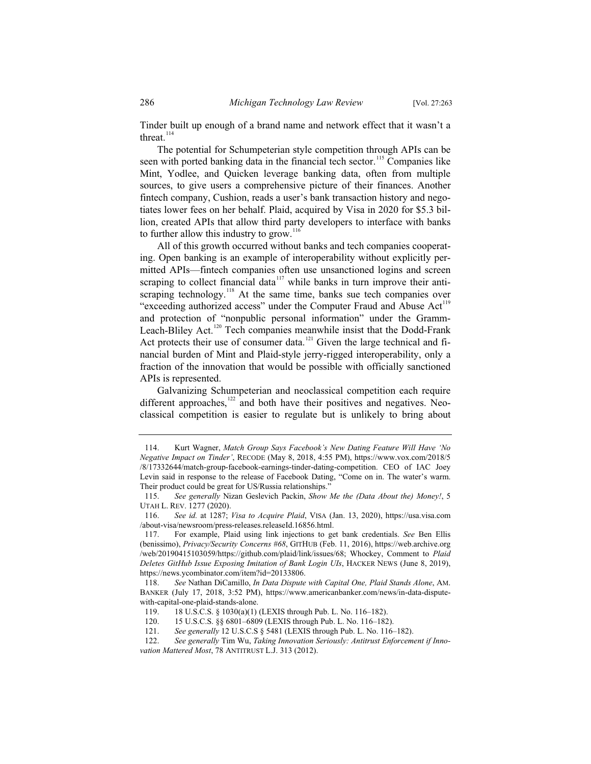Tinder built up enough of a brand name and network effect that it wasn't a threat.[114]

The potential for Schumpeterian style competition through APIs can be seen with ported banking data in the financial tech sector.[115] Companies like Mint, Yodlee, and Quicken leverage banking data, often from multiple sources, to give users a comprehensive picture of their finances. Another fintech company, Cushion, reads a user's bank transaction history and negotiates lower fees on her behalf. Plaid, acquired by Visa in 2020 for $5.3 billion, created APIs that allow third party developers to interface with banks to further allow this industry to grow.[116]

All of this growth occurred without banks and tech companies cooperating. Open banking is an example of interoperability without explicitly permitted APIs—fintech companies often use unsanctioned logins and screen scraping to collect financial data[117] while banks in turn improve their anti-scraping technology.[118] At the same time, banks sue tech companies over "exceeding authorized access" under the Computer Fraud and Abuse Act[119] and protection of "nonpublic personal information" under the Gramm-Leach-Bliley Act.[120] Tech companies meanwhile insist that the Dodd-Frank Act protects their use of consumer data.[121] Given the large technical and financial burden of Mint and Plaid-style jerry-rigged interoperability, only a fraction of the innovation that would be possible with officially sanctioned APIs is represented.

Galvanizing Schumpeterian and neoclassical competition each require different approaches,[122] and both have their positives and negatives. Neoclassical competition is easier to regulate but is unlikely to bring about

---

114. Kurt Wagner, *Match Group Says Facebook's New Dating Feature Will Have 'No Negative Impact on Tinder'*, RECODE (May 8, 2018, 4:55 PM), https://www.vox.com/2018/5/8/17332644/match-group-facebook-earnings-tinder-dating-competition. CEO of IAC Joey Levin said in response to the release of Facebook Dating, "Come on in. The water's warm. Their product could be great for US/Russia relationships."

115. *See generally* Nizan Geslevich Packin, *Show Me the (Data About the) Money!*, 5 UTAH L. REV. 1277 (2020).

116. *See id.* at 1287; *Visa to Acquire Plaid*, VISA (Jan. 13, 2020), https://usa.visa.com/about-visa/newsroom/press-releases.releaseId.16856.html.

117. For example, Plaid using link injections to get bank credentials. *See* Ben Ellis (benissimo), *Privacy/Security Concerns #68*, GITHUB (Feb. 11, 2016), https://web.archive.org/web/20190415103059/https://github.com/plaid/link/issues/68; Whockey, Comment to *Plaid Deletes GitHub Issue Exposing Imitation of Bank Login UIs*, HACKER NEWS (June 8, 2019), https://news.ycombinator.com/item?id=20133806.

118. *See* Nathan DiCamillo, *In Data Dispute with Capital One, Plaid Stands Alone*, AM. BANKER (July 17, 2018, 3:52 PM), https://www.americanbanker.com/news/in-data-dispute-with-capital-one-plaid-stands-alone.

119. 18 U.S.C.S. § 1030(a)(1) (LEXIS through Pub. L. No. 116–182).

120. 15 U.S.C.S. §§ 6801–6809 (LEXIS through Pub. L. No. 116–182).

121. *See generally* 12 U.S.C.S § 5481 (LEXIS through Pub. L. No. 116–182).

122. *See generally* Tim Wu, *Taking Innovation Seriously: Antitrust Enforcement if Innovation Mattered Most*, 78 ANTITRUST L.J. 313 (2012).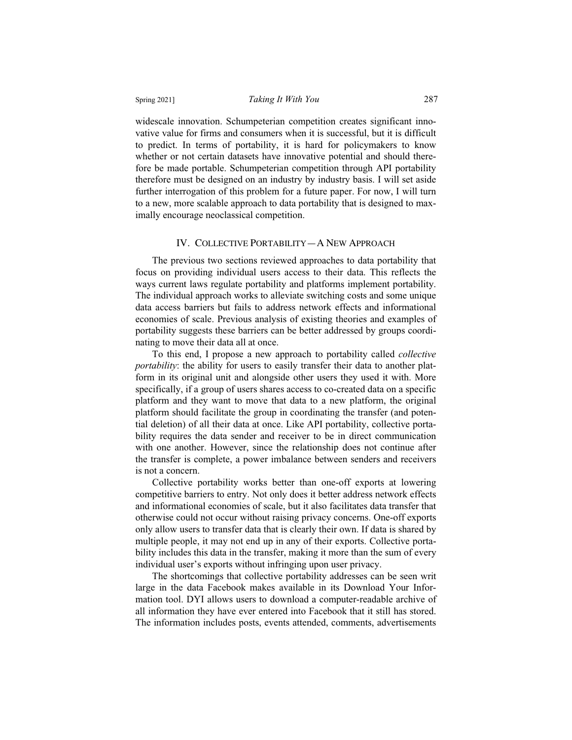widescale innovation. Schumpeterian competition creates significant innovative value for firms and consumers when it is successful, but it is difficult to predict. In terms of portability, it is hard for policymakers to know whether or not certain datasets have innovative potential and should therefore be made portable. Schumpeterian competition through API portability therefore must be designed on an industry by industry basis. I will set aside further interrogation of this problem for a future paper. For now, I will turn to a new, more scalable approach to data portability that is designed to maximally encourage neoclassical competition.

## IV. Collective Portability—A New Approach

The previous two sections reviewed approaches to data portability that focus on providing individual users access to their data. This reflects the ways current laws regulate portability and platforms implement portability. The individual approach works to alleviate switching costs and some unique data access barriers but fails to address network effects and informational economies of scale. Previous analysis of existing theories and examples of portability suggests these barriers can be better addressed by groups coordinating to move their data all at once.

To this end, I propose a new approach to portability called *collective portability*: the ability for users to easily transfer their data to another platform in its original unit and alongside other users they used it with. More specifically, if a group of users shares access to co-created data on a specific platform and they want to move that data to a new platform, the original platform should facilitate the group in coordinating the transfer (and potential deletion) of all their data at once. Like API portability, collective portability requires the data sender and receiver to be in direct communication with one another. However, since the relationship does not continue after the transfer is complete, a power imbalance between senders and receivers is not a concern.

Collective portability works better than one-off exports at lowering competitive barriers to entry. Not only does it better address network effects and informational economies of scale, but it also facilitates data transfer that otherwise could not occur without raising privacy concerns. One-off exports only allow users to transfer data that is clearly their own. If data is shared by multiple people, it may not end up in any of their exports. Collective portability includes this data in the transfer, making it more than the sum of every individual user's exports without infringing upon user privacy.

The shortcomings that collective portability addresses can be seen writ large in the data Facebook makes available in its Download Your Information tool. DYI allows users to download a computer-readable archive of all information they have ever entered into Facebook that it still has stored. The information includes posts, events attended, comments, advertisements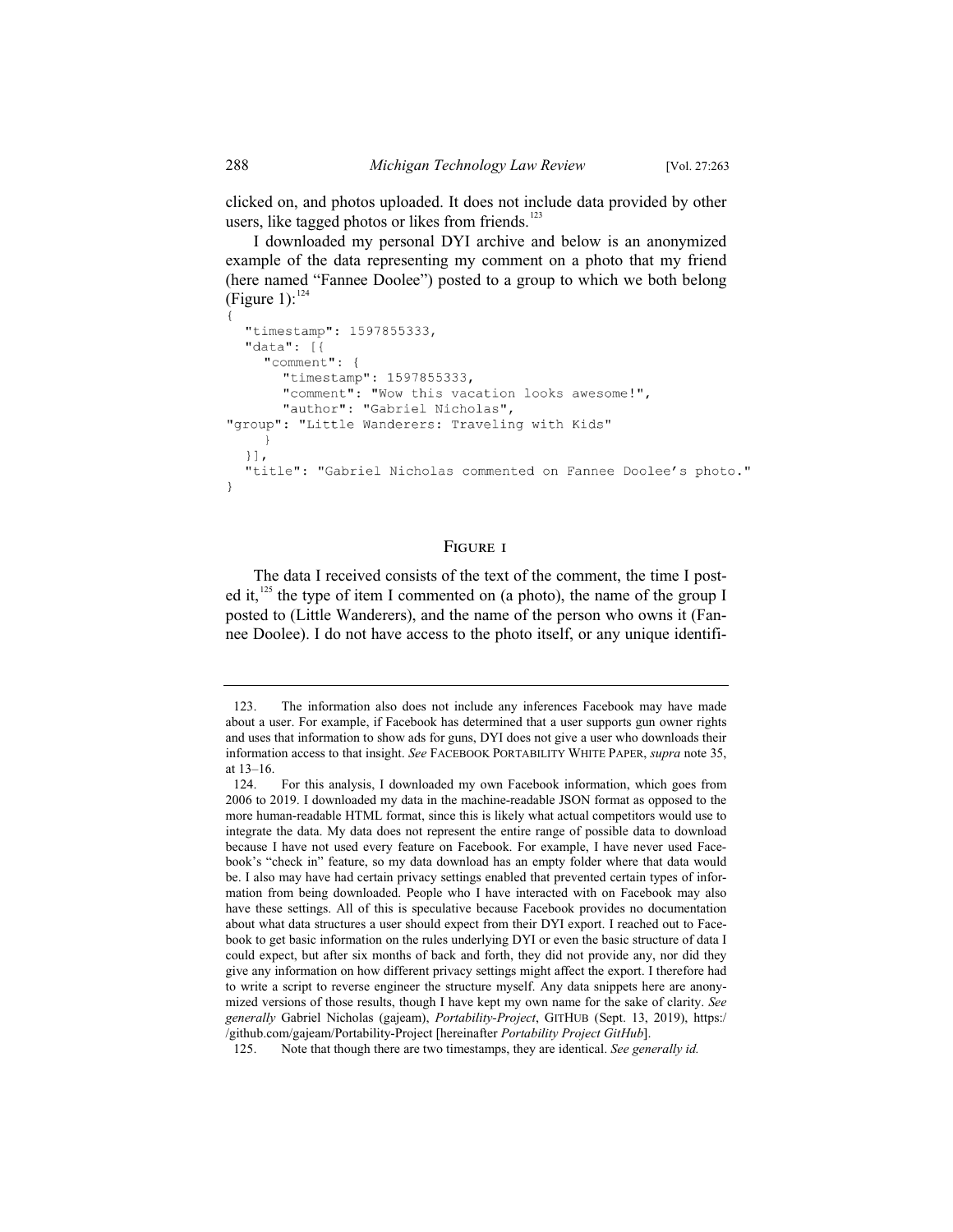clicked on, and photos uploaded. It does not include data provided by other users, like tagged photos or likes from friends.[123]

I downloaded my personal DYI archive and below is an anonymized example of the data representing my comment on a photo that my friend (here named "Fannee Doolee") posted to a group to which we both belong (Figure 1):[124]

```
{
  "timestamp": 1597855333,
  "data": [{
    "comment": {
      "timestamp": 1597855333,
      "comment": "Wow this vacation looks awesome!",
      "author": "Gabriel Nicholas",
"group": "Little Wanderers: Traveling with Kids"
    }
  }],
  "title": "Gabriel Nicholas commented on Fannee Doolee's photo."
}
```

Figure 1

The data I received consists of the text of the comment, the time I posted it,[125] the type of item I commented on (a photo), the name of the group I posted to (Little Wanderers), and the name of the person who owns it (Fannee Doolee). I do not have access to the photo itself, or any unique identifi-

---

123. The information also does not include any inferences Facebook may have made about a user. For example, if Facebook has determined that a user supports gun owner rights and uses that information to show ads for guns, DYI does not give a user who downloads their information access to that insight. *See* Facebook Portability White Paper, *supra* note 35, at 13–16.

124. For this analysis, I downloaded my own Facebook information, which goes from 2006 to 2019. I downloaded my data in the machine-readable JSON format as opposed to the more human-readable HTML format, since this is likely what actual competitors would use to integrate the data. My data does not represent the entire range of possible data to download because I have not used every feature on Facebook. For example, I have never used Facebook's "check in" feature, so my data download has an empty folder where that data would be. I also may have had certain privacy settings enabled that prevented certain types of information from being downloaded. People who I have interacted with on Facebook may also have these settings. All of this is speculative because Facebook provides no documentation about what data structures a user should expect from their DYI export. I reached out to Facebook to get basic information on the rules underlying DYI or even the basic structure of data I could expect, but after six months of back and forth, they did not provide any, nor did they give any information on how different privacy settings might affect the export. I therefore had to write a script to reverse engineer the structure myself. Any data snippets here are anonymized versions of those results, though I have kept my own name for the sake of clarity. *See generally* Gabriel Nicholas (gajeam), *Portability-Project*, GitHub (Sept. 13, 2019), https://github.com/gajeam/Portability-Project [hereinafter *Portability Project GitHub*].

125. Note that though there are two timestamps, they are identical. *See generally id.*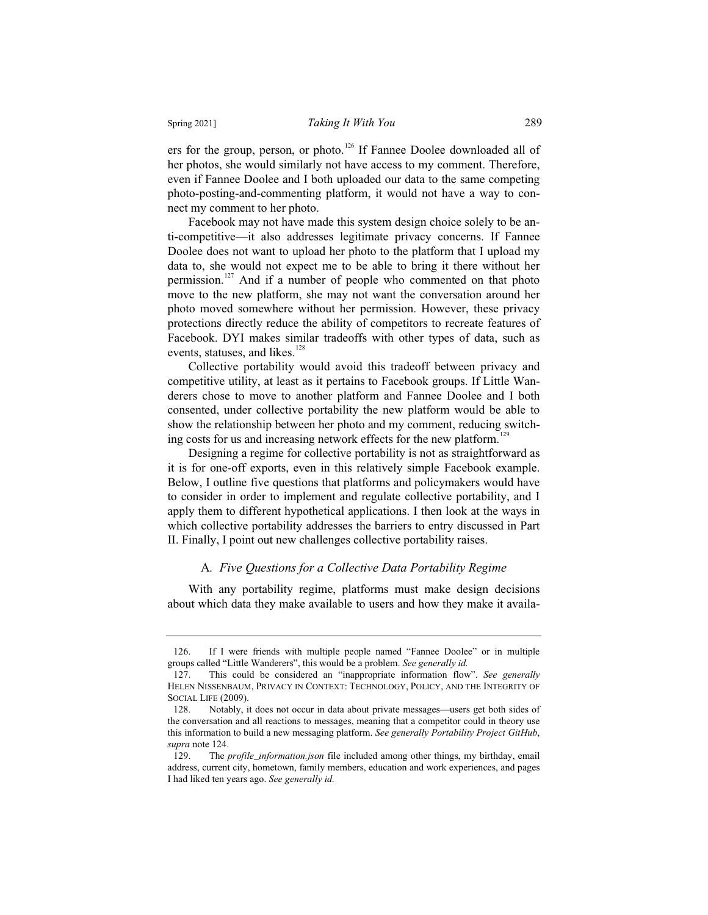ers for the group, person, or photo.[126] If Fannee Doolee downloaded all of her photos, she would similarly not have access to my comment. Therefore, even if Fannee Doolee and I both uploaded our data to the same competing photo-posting-and-commenting platform, it would not have a way to connect my comment to her photo.

Facebook may not have made this system design choice solely to be anti-competitive—it also addresses legitimate privacy concerns. If Fannee Doolee does not want to upload her photo to the platform that I upload my data to, she would not expect me to be able to bring it there without her permission.[127] And if a number of people who commented on that photo move to the new platform, she may not want the conversation around her photo moved somewhere without her permission. However, these privacy protections directly reduce the ability of competitors to recreate features of Facebook. DYI makes similar tradeoffs with other types of data, such as events, statuses, and likes.[128]

Collective portability would avoid this tradeoff between privacy and competitive utility, at least as it pertains to Facebook groups. If Little Wanderers chose to move to another platform and Fannee Doolee and I both consented, under collective portability the new platform would be able to show the relationship between her photo and my comment, reducing switching costs for us and increasing network effects for the new platform.[129]

Designing a regime for collective portability is not as straightforward as it is for one-off exports, even in this relatively simple Facebook example. Below, I outline five questions that platforms and policymakers would have to consider in order to implement and regulate collective portability, and I apply them to different hypothetical applications. I then look at the ways in which collective portability addresses the barriers to entry discussed in Part II. Finally, I point out new challenges collective portability raises.

### A. *Five Questions for a Collective Data Portability Regime*

With any portability regime, platforms must make design decisions about which data they make available to users and how they make it availa-

---

126. If I were friends with multiple people named "Fannee Doolee" or in multiple groups called "Little Wanderers", this would be a problem. *See generally id.*

127. This could be considered an "inappropriate information flow". *See generally* HELEN NISSENBAUM, PRIVACY IN CONTEXT: TECHNOLOGY, POLICY, AND THE INTEGRITY OF SOCIAL LIFE (2009).

128. Notably, it does not occur in data about private messages—users get both sides of the conversation and all reactions to messages, meaning that a competitor could in theory use this information to build a new messaging platform. *See generally Portability Project GitHub*, *supra* note 124.

129. The *profile_information.json* file included among other things, my birthday, email address, current city, hometown, family members, education and work experiences, and pages I had liked ten years ago. *See generally id.*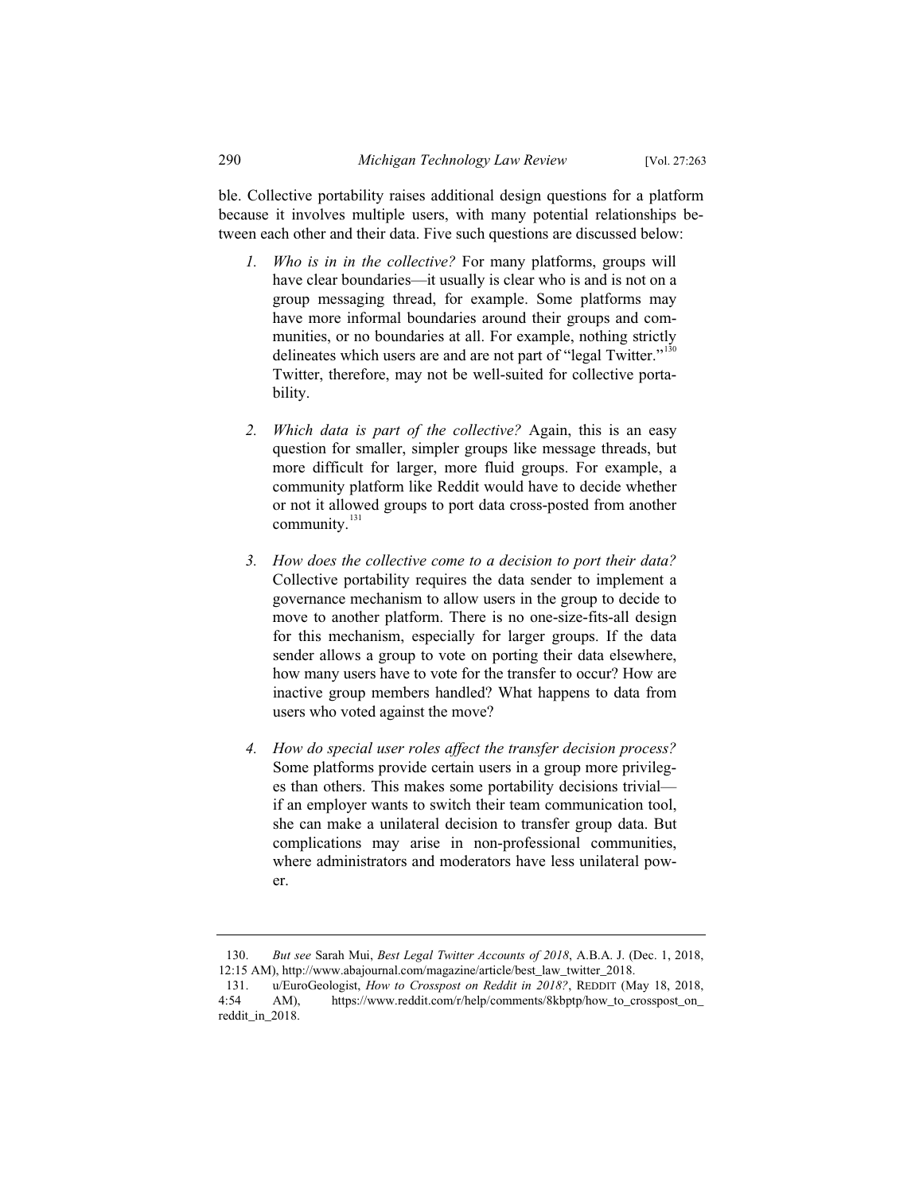ble. Collective portability raises additional design questions for a platform because it involves multiple users, with many potential relationships between each other and their data. Five such questions are discussed below:

1. *Who is in in the collective?* For many platforms, groups will have clear boundaries—it usually is clear who is and is not on a group messaging thread, for example. Some platforms may have more informal boundaries around their groups and communities, or no boundaries at all. For example, nothing strictly delineates which users are and are not part of "legal Twitter."[130] Twitter, therefore, may not be well-suited for collective portability.

2. *Which data is part of the collective?* Again, this is an easy question for smaller, simpler groups like message threads, but more difficult for larger, more fluid groups. For example, a community platform like Reddit would have to decide whether or not it allowed groups to port data cross-posted from another community.[131]

3. *How does the collective come to a decision to port their data?* Collective portability requires the data sender to implement a governance mechanism to allow users in the group to decide to move to another platform. There is no one-size-fits-all design for this mechanism, especially for larger groups. If the data sender allows a group to vote on porting their data elsewhere, how many users have to vote for the transfer to occur? How are inactive group members handled? What happens to data from users who voted against the move?

4. *How do special user roles affect the transfer decision process?* Some platforms provide certain users in a group more privileges than others. This makes some portability decisions trivial—if an employer wants to switch their team communication tool, she can make a unilateral decision to transfer group data. But complications may arise in non-professional communities, where administrators and moderators have less unilateral power.

---

130. *But see* Sarah Mui, *Best Legal Twitter Accounts of 2018*, A.B.A. J. (Dec. 1, 2018, 12:15 AM), http://www.abajournal.com/magazine/article/best_law_twitter_2018.

131. u/EuroGeologist, *How to Crosspost on Reddit in 2018?*, REDDIT (May 18, 2018, 4:54 AM), https://www.reddit.com/r/help/comments/8kbptp/how_to_crosspost_on_reddit_in_2018.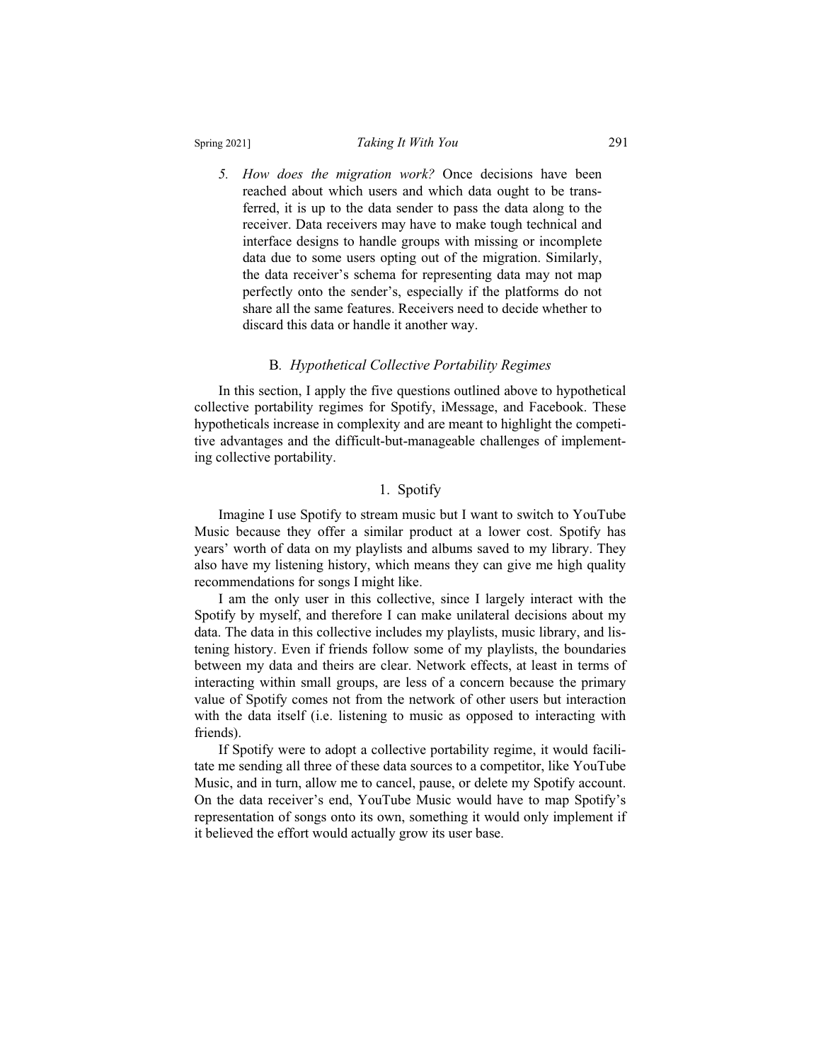5. *How does the migration work?* Once decisions have been reached about which users and which data ought to be transferred, it is up to the data sender to pass the data along to the receiver. Data receivers may have to make tough technical and interface designs to handle groups with missing or incomplete data due to some users opting out of the migration. Similarly, the data receiver's schema for representing data may not map perfectly onto the sender's, especially if the platforms do not share all the same features. Receivers need to decide whether to discard this data or handle it another way.

### B. *Hypothetical Collective Portability Regimes*

In this section, I apply the five questions outlined above to hypothetical collective portability regimes for Spotify, iMessage, and Facebook. These hypotheticals increase in complexity and are meant to highlight the competitive advantages and the difficult-but-manageable challenges of implementing collective portability.

#### 1. Spotify

Imagine I use Spotify to stream music but I want to switch to YouTube Music because they offer a similar product at a lower cost. Spotify has years' worth of data on my playlists and albums saved to my library. They also have my listening history, which means they can give me high quality recommendations for songs I might like.

I am the only user in this collective, since I largely interact with the Spotify by myself, and therefore I can make unilateral decisions about my data. The data in this collective includes my playlists, music library, and listening history. Even if friends follow some of my playlists, the boundaries between my data and theirs are clear. Network effects, at least in terms of interacting within small groups, are less of a concern because the primary value of Spotify comes not from the network of other users but interaction with the data itself (i.e. listening to music as opposed to interacting with friends).

If Spotify were to adopt a collective portability regime, it would facilitate me sending all three of these data sources to a competitor, like YouTube Music, and in turn, allow me to cancel, pause, or delete my Spotify account. On the data receiver's end, YouTube Music would have to map Spotify's representation of songs onto its own, something it would only implement if it believed the effort would actually grow its user base.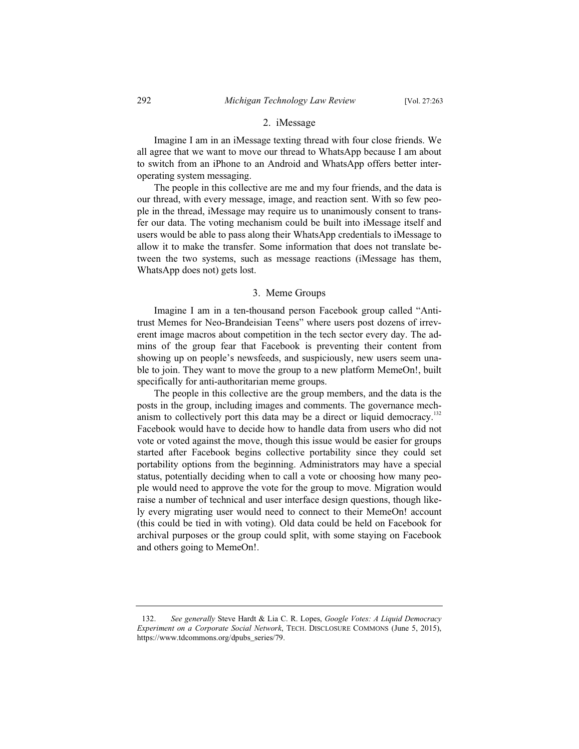### 2. iMessage

Imagine I am in an iMessage texting thread with four close friends. We all agree that we want to move our thread to WhatsApp because I am about to switch from an iPhone to an Android and WhatsApp offers better inter-operating system messaging.

The people in this collective are me and my four friends, and the data is our thread, with every message, image, and reaction sent. With so few people in the thread, iMessage may require us to unanimously consent to transfer our data. The voting mechanism could be built into iMessage itself and users would be able to pass along their WhatsApp credentials to iMessage to allow it to make the transfer. Some information that does not translate between the two systems, such as message reactions (iMessage has them, WhatsApp does not) gets lost.

### 3. Meme Groups

Imagine I am in a ten-thousand person Facebook group called "Antitrust Memes for Neo-Brandeisian Teens" where users post dozens of irreverent image macros about competition in the tech sector every day. The admins of the group fear that Facebook is preventing their content from showing up on people's newsfeeds, and suspiciously, new users seem unable to join. They want to move the group to a new platform MemeOn!, built specifically for anti-authoritarian meme groups.

The people in this collective are the group members, and the data is the posts in the group, including images and comments. The governance mechanism to collectively port this data may be a direct or liquid democracy.[132] Facebook would have to decide how to handle data from users who did not vote or voted against the move, though this issue would be easier for groups started after Facebook begins collective portability since they could set portability options from the beginning. Administrators may have a special status, potentially deciding when to call a vote or choosing how many people would need to approve the vote for the group to move. Migration would raise a number of technical and user interface design questions, though likely every migrating user would need to connect to their MemeOn! account (this could be tied in with voting). Old data could be held on Facebook for archival purposes or the group could split, with some staying on Facebook and others going to MemeOn!.

---

132. *See generally* Steve Hardt & Lia C. R. Lopes, *Google Votes: A Liquid Democracy Experiment on a Corporate Social Network*, TECH. DISCLOSURE COMMONS (June 5, 2015), https://www.tdcommons.org/dpubs_series/79.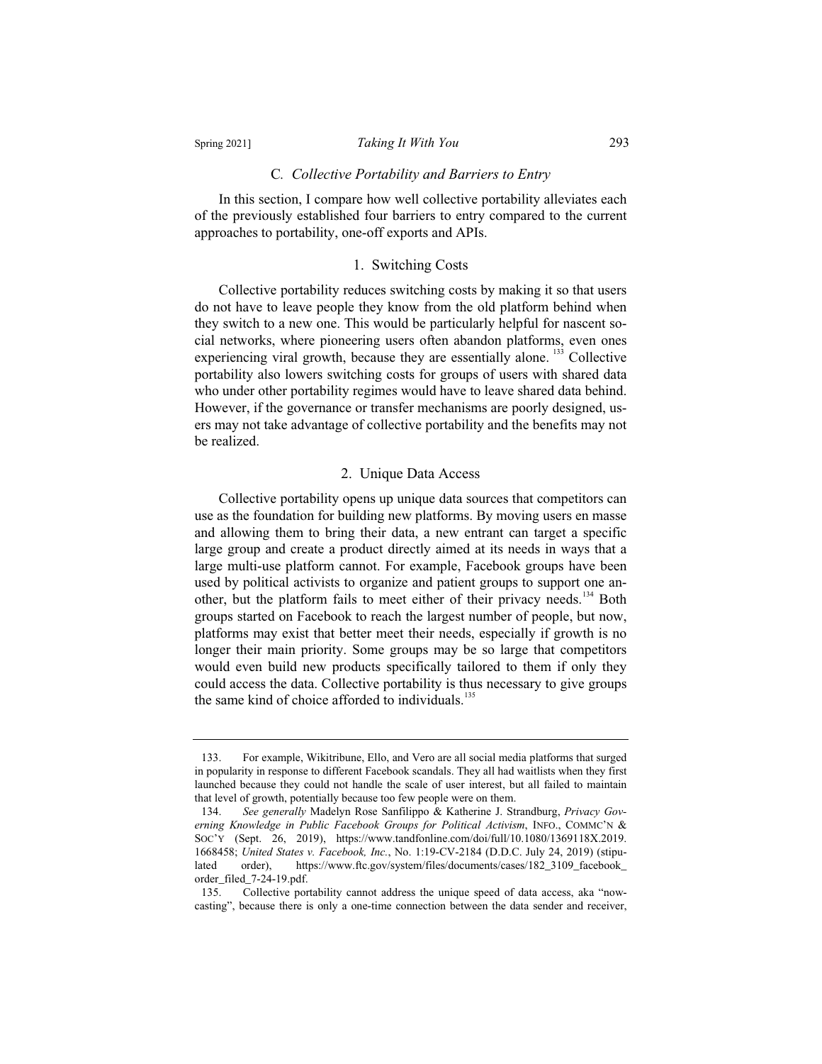### C. *Collective Portability and Barriers to Entry*

In this section, I compare how well collective portability alleviates each of the previously established four barriers to entry compared to the current approaches to portability, one-off exports and APIs.

#### 1. Switching Costs

Collective portability reduces switching costs by making it so that users do not have to leave people they know from the old platform behind when they switch to a new one. This would be particularly helpful for nascent social networks, where pioneering users often abandon platforms, even ones experiencing viral growth, because they are essentially alone.[133] Collective portability also lowers switching costs for groups of users with shared data who under other portability regimes would have to leave shared data behind. However, if the governance or transfer mechanisms are poorly designed, users may not take advantage of collective portability and the benefits may not be realized.

#### 2. Unique Data Access

Collective portability opens up unique data sources that competitors can use as the foundation for building new platforms. By moving users en masse and allowing them to bring their data, a new entrant can target a specific large group and create a product directly aimed at its needs in ways that a large multi-use platform cannot. For example, Facebook groups have been used by political activists to organize and patient groups to support one another, but the platform fails to meet either of their privacy needs.[134] Both groups started on Facebook to reach the largest number of people, but now, platforms may exist that better meet their needs, especially if growth is no longer their main priority. Some groups may be so large that competitors would even build new products specifically tailored to them if only they could access the data. Collective portability is thus necessary to give groups the same kind of choice afforded to individuals.[135]

---

133. For example, Wikitribune, Ello, and Vero are all social media platforms that surged in popularity in response to different Facebook scandals. They all had waitlists when they first launched because they could not handle the scale of user interest, but all failed to maintain that level of growth, potentially because too few people were on them.

134. *See generally* Madelyn Rose Sanfilippo & Katherine J. Strandburg, *Privacy Governing Knowledge in Public Facebook Groups for Political Activism*, INFO., COMMC'N & SOC'Y (Sept. 26, 2019), https://www.tandfonline.com/doi/full/10.1080/1369118X.2019.1668458; *United States v. Facebook, Inc.*, No. 1:19-CV-2184 (D.D.C. July 24, 2019) (stipulated order), https://www.ftc.gov/system/files/documents/cases/182_3109_facebook_order_filed_7-24-19.pdf.

135. Collective portability cannot address the unique speed of data access, aka "nowcasting", because there is only a one-time connection between the data sender and receiver,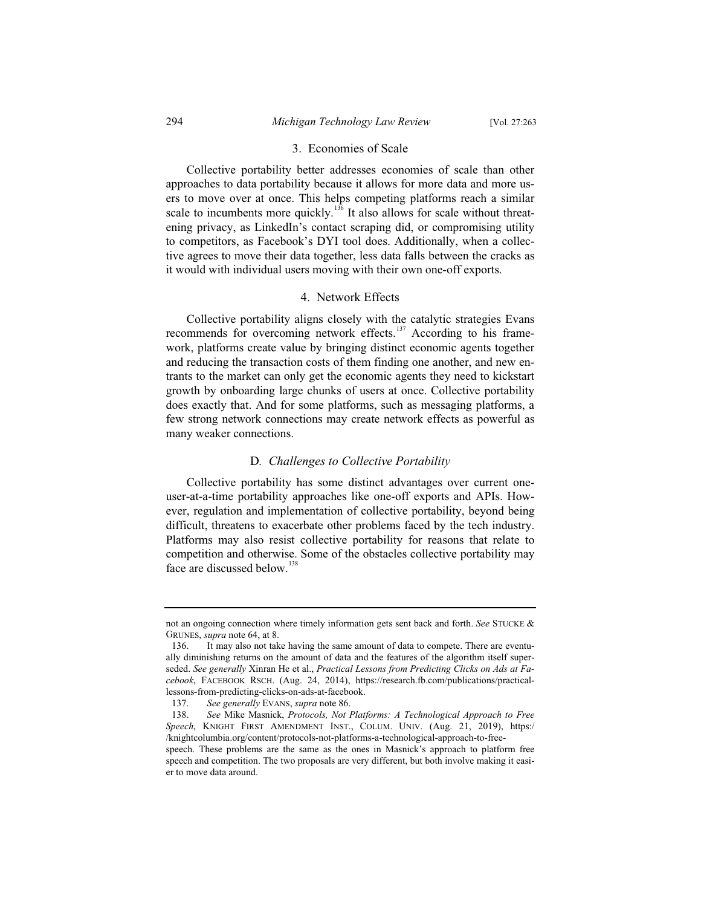### 3. Economies of Scale

Collective portability better addresses economies of scale than other approaches to data portability because it allows for more data and more users to move over at once. This helps competing platforms reach a similar scale to incumbents more quickly.[136] It also allows for scale without threatening privacy, as LinkedIn's contact scraping did, or compromising utility to competitors, as Facebook's DYI tool does. Additionally, when a collective agrees to move their data together, less data falls between the cracks as it would with individual users moving with their own one-off exports.

### 4. Network Effects

Collective portability aligns closely with the catalytic strategies Evans recommends for overcoming network effects.[137] According to his framework, platforms create value by bringing distinct economic agents together and reducing the transaction costs of them finding one another, and new entrants to the market can only get the economic agents they need to kickstart growth by onboarding large chunks of users at once. Collective portability does exactly that. And for some platforms, such as messaging platforms, a few strong network connections may create network effects as powerful as many weaker connections.

## D. *Challenges to Collective Portability*

Collective portability has some distinct advantages over current one-user-at-a-time portability approaches like one-off exports and APIs. However, regulation and implementation of collective portability, beyond being difficult, threatens to exacerbate other problems faced by the tech industry. Platforms may also resist collective portability for reasons that relate to competition and otherwise. Some of the obstacles collective portability may face are discussed below.[138]

---

not an ongoing connection where timely information gets sent back and forth. *See* STUCKE & GRUNES, *supra* note 64, at 8.

136. It may also not take having the same amount of data to compete. There are eventually diminishing returns on the amount of data and the features of the algorithm itself superseded. *See generally* Xinran He et al., *Practical Lessons from Predicting Clicks on Ads at Facebook*, FACEBOOK RSCH. (Aug. 24, 2014), https://research.fb.com/publications/practical-lessons-from-predicting-clicks-on-ads-at-facebook.

137. *See generally* EVANS, *supra* note 86.

138. *See* Mike Masnick, *Protocols, Not Platforms: A Technological Approach to Free Speech*, KNIGHT FIRST AMENDMENT INST., COLUM. UNIV. (Aug. 21, 2019), https://knightcolumbia.org/content/protocols-not-platforms-a-technological-approach-to-free-speech. These problems are the same as the ones in Masnick's approach to platform free speech and competition. The two proposals are very different, but both involve making it easier to move data around.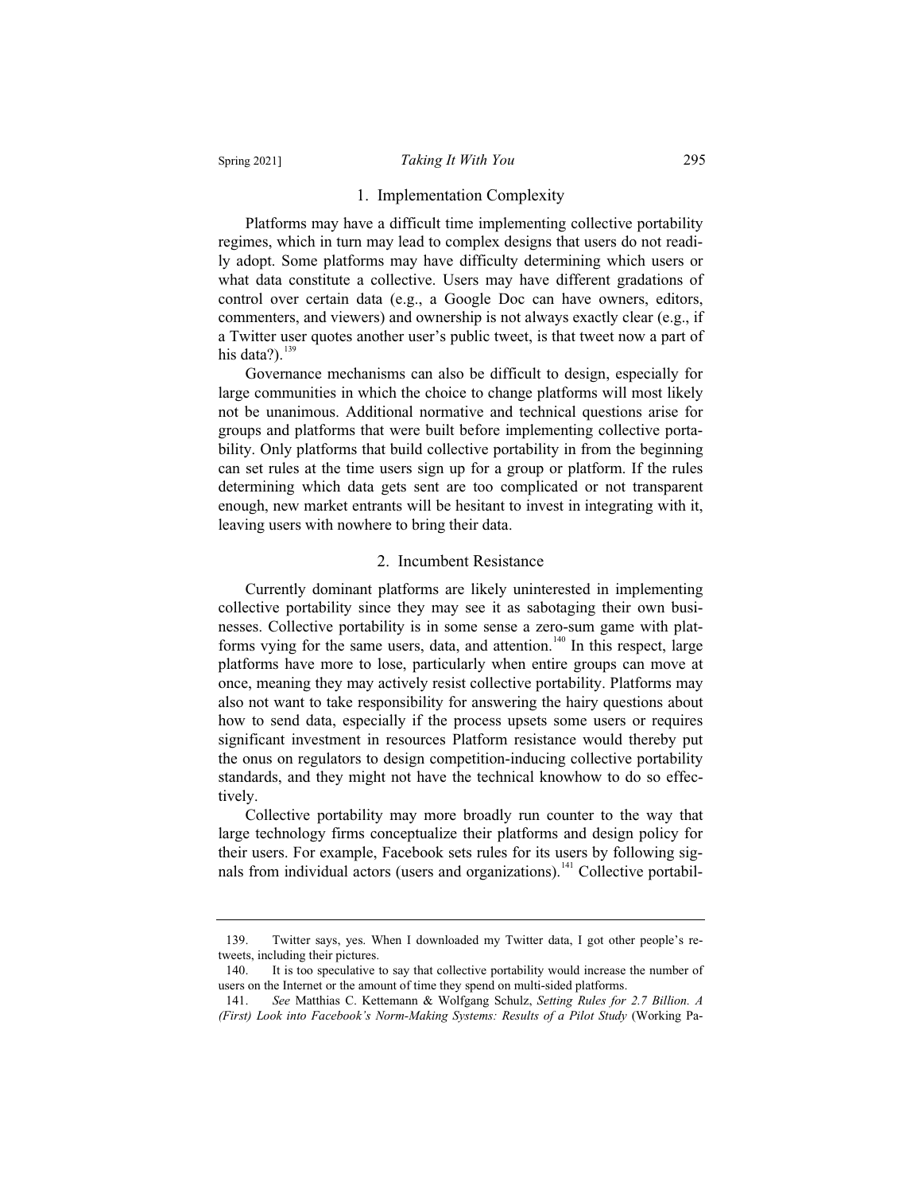### 1. Implementation Complexity

Platforms may have a difficult time implementing collective portability regimes, which in turn may lead to complex designs that users do not readily adopt. Some platforms may have difficulty determining which users or what data constitute a collective. Users may have different gradations of control over certain data (e.g., a Google Doc can have owners, editors, commenters, and viewers) and ownership is not always exactly clear (e.g., if a Twitter user quotes another user's public tweet, is that tweet now a part of his data?).[139]

Governance mechanisms can also be difficult to design, especially for large communities in which the choice to change platforms will most likely not be unanimous. Additional normative and technical questions arise for groups and platforms that were built before implementing collective portability. Only platforms that build collective portability in from the beginning can set rules at the time users sign up for a group or platform. If the rules determining which data gets sent are too complicated or not transparent enough, new market entrants will be hesitant to invest in integrating with it, leaving users with nowhere to bring their data.

### 2. Incumbent Resistance

Currently dominant platforms are likely uninterested in implementing collective portability since they may see it as sabotaging their own businesses. Collective portability is in some sense a zero-sum game with platforms vying for the same users, data, and attention.[140] In this respect, large platforms have more to lose, particularly when entire groups can move at once, meaning they may actively resist collective portability. Platforms may also not want to take responsibility for answering the hairy questions about how to send data, especially if the process upsets some users or requires significant investment in resources Platform resistance would thereby put the onus on regulators to design competition-inducing collective portability standards, and they might not have the technical knowhow to do so effectively.

Collective portability may more broadly run counter to the way that large technology firms conceptualize their platforms and design policy for their users. For example, Facebook sets rules for its users by following signals from individual actors (users and organizations).[141] Collective portabil-

---

139. Twitter says, yes. When I downloaded my Twitter data, I got other people's retweets, including their pictures.

140. It is too speculative to say that collective portability would increase the number of users on the Internet or the amount of time they spend on multi-sided platforms.

141. *See* Matthias C. Kettemann & Wolfgang Schulz, *Setting Rules for 2.7 Billion. A (First) Look into Facebook's Norm-Making Systems: Results of a Pilot Study* (Working Pa-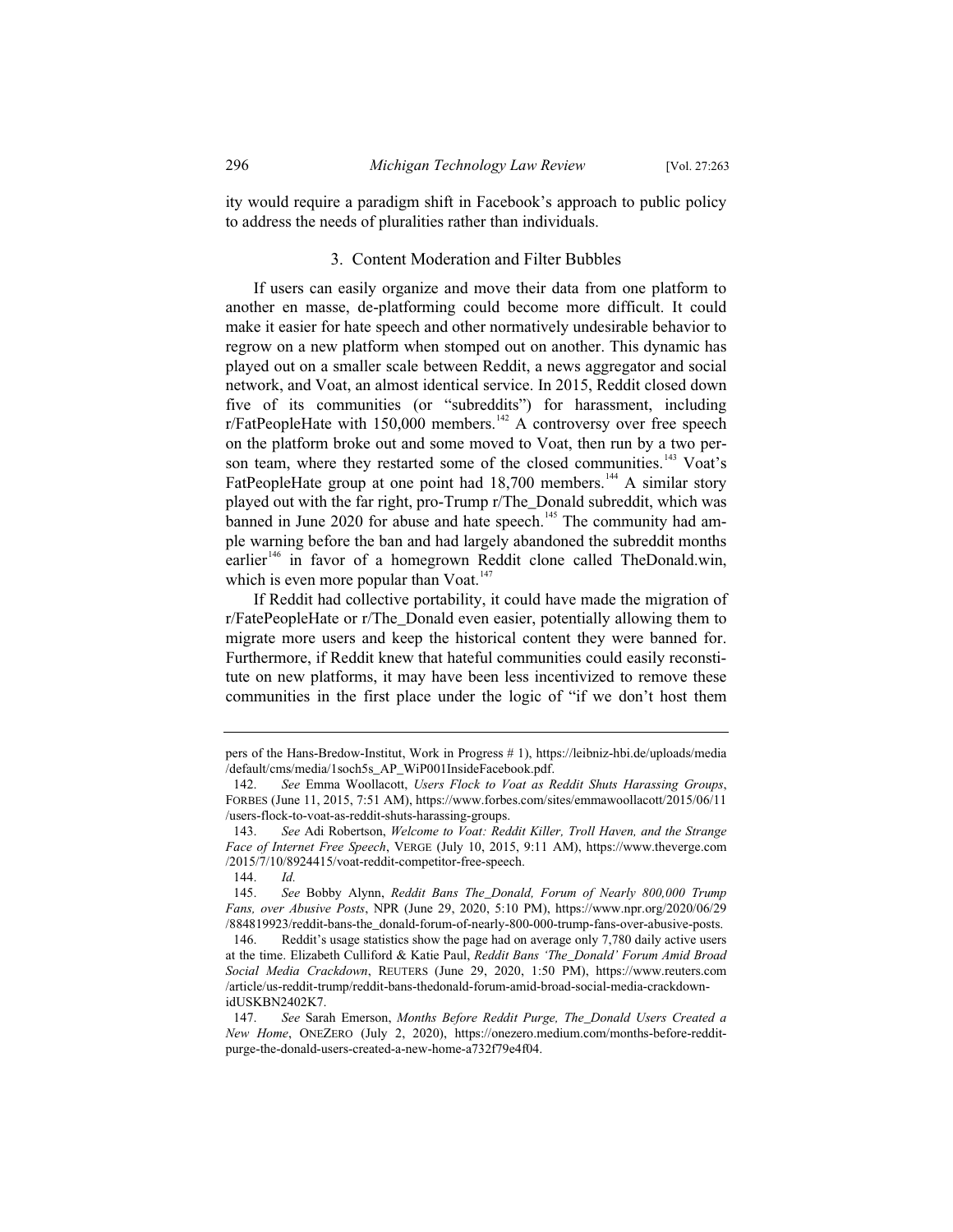ity would require a paradigm shift in Facebook's approach to public policy to address the needs of pluralities rather than individuals.

### 3. Content Moderation and Filter Bubbles

If users can easily organize and move their data from one platform to another en masse, de-platforming could become more difficult. It could make it easier for hate speech and other normatively undesirable behavior to regrow on a new platform when stomped out on another. This dynamic has played out on a smaller scale between Reddit, a news aggregator and social network, and Voat, an almost identical service. In 2015, Reddit closed down five of its communities (or "subreddits") for harassment, including r/FatPeopleHate with 150,000 members.[142] A controversy over free speech on the platform broke out and some moved to Voat, then run by a two person team, where they restarted some of the closed communities.[143] Voat's FatPeopleHate group at one point had 18,700 members.[144] A similar story played out with the far right, pro-Trump r/The_Donald subreddit, which was banned in June 2020 for abuse and hate speech.[145] The community had ample warning before the ban and had largely abandoned the subreddit months earlier[146] in favor of a homegrown Reddit clone called TheDonald.win, which is even more popular than Voat.[147]

If Reddit had collective portability, it could have made the migration of r/FatePeopleHate or r/The_Donald even easier, potentially allowing them to migrate more users and keep the historical content they were banned for. Furthermore, if Reddit knew that hateful communities could easily reconstitute on new platforms, it may have been less incentivized to remove these communities in the first place under the logic of "if we don't host them

---

pers of the Hans-Bredow-Institut, Work in Progress # 1), https://leibniz-hbi.de/uploads/media/default/cms/media/1soch5s_AP_WiP001InsideFacebook.pdf.

142. *See* Emma Woollacott, *Users Flock to Voat as Reddit Shuts Harassing Groups*, FORBES (June 11, 2015, 7:51 AM), https://www.forbes.com/sites/emmawoollacott/2015/06/11/users-flock-to-voat-as-reddit-shuts-harassing-groups.

143. *See* Adi Robertson, *Welcome to Voat: Reddit Killer, Troll Haven, and the Strange Face of Internet Free Speech*, VERGE (July 10, 2015, 9:11 AM), https://www.theverge.com/2015/7/10/8924415/voat-reddit-competitor-free-speech.

144. *Id.*

145. *See* Bobby Alynn, *Reddit Bans The_Donald, Forum of Nearly 800,000 Trump Fans, over Abusive Posts*, NPR (June 29, 2020, 5:10 PM), https://www.npr.org/2020/06/29/884819923/reddit-bans-the_donald-forum-of-nearly-800-000-trump-fans-over-abusive-posts.

146. Reddit's usage statistics show the page had on average only 7,780 daily active users at the time. Elizabeth Culliford & Katie Paul, *Reddit Bans 'The_Donald' Forum Amid Broad Social Media Crackdown*, REUTERS (June 29, 2020, 1:50 PM), https://www.reuters.com/article/us-reddit-trump/reddit-bans-thedonald-forum-amid-broad-social-media-crackdown-idUSKBN2402K7.

147. *See* Sarah Emerson, *Months Before Reddit Purge, The_Donald Users Created a New Home*, ONEZERO (July 2, 2020), https://onezero.medium.com/months-before-reddit-purge-the-donald-users-created-a-new-home-a732f79e4f04.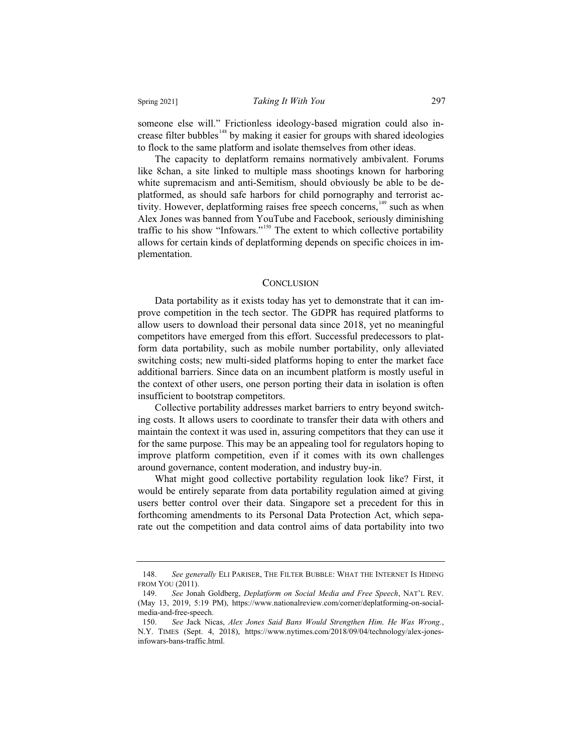someone else will." Frictionless ideology-based migration could also increase filter bubbles[148] by making it easier for groups with shared ideologies to flock to the same platform and isolate themselves from other ideas.

The capacity to deplatform remains normatively ambivalent. Forums like 8chan, a site linked to multiple mass shootings known for harboring white supremacism and anti-Semitism, should obviously be able to be deplatformed, as should safe harbors for child pornography and terrorist activity. However, deplatforming raises free speech concerns,[149] such as when Alex Jones was banned from YouTube and Facebook, seriously diminishing traffic to his show "Infowars."[150] The extent to which collective portability allows for certain kinds of deplatforming depends on specific choices in implementation.

## CONCLUSION

Data portability as it exists today has yet to demonstrate that it can improve competition in the tech sector. The GDPR has required platforms to allow users to download their personal data since 2018, yet no meaningful competitors have emerged from this effort. Successful predecessors to platform data portability, such as mobile number portability, only alleviated switching costs; new multi-sided platforms hoping to enter the market face additional barriers. Since data on an incumbent platform is mostly useful in the context of other users, one person porting their data in isolation is often insufficient to bootstrap competitors.

Collective portability addresses market barriers to entry beyond switching costs. It allows users to coordinate to transfer their data with others and maintain the context it was used in, assuring competitors that they can use it for the same purpose. This may be an appealing tool for regulators hoping to improve platform competition, even if it comes with its own challenges around governance, content moderation, and industry buy-in.

What might good collective portability regulation look like? First, it would be entirely separate from data portability regulation aimed at giving users better control over their data. Singapore set a precedent for this in forthcoming amendments to its Personal Data Protection Act, which separate out the competition and data control aims of data portability into two

---

148. *See generally* ELI PARISER, THE FILTER BUBBLE: WHAT THE INTERNET IS HIDING FROM YOU (2011).

149. *See* Jonah Goldberg, *Deplatform on Social Media and Free Speech*, NAT'L REV. (May 13, 2019, 5:19 PM), https://www.nationalreview.com/corner/deplatforming-on-social-media-and-free-speech.

150. *See* Jack Nicas, *Alex Jones Said Bans Would Strengthen Him. He Was Wrong.*, N.Y. TIMES (Sept. 4, 2018), https://www.nytimes.com/2018/09/04/technology/alex-jones-infowars-bans-traffic.html.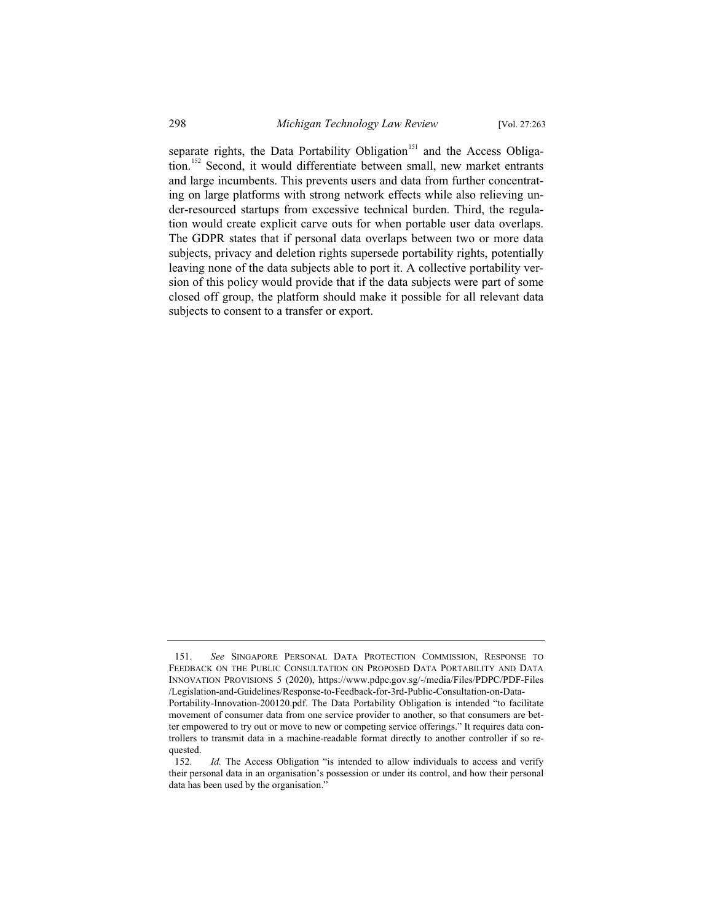separate rights, the Data Portability Obligation[151] and the Access Obligation.[152] Second, it would differentiate between small, new market entrants and large incumbents. This prevents users and data from further concentrating on large platforms with strong network effects while also relieving under-resourced startups from excessive technical burden. Third, the regulation would create explicit carve outs for when portable user data overlaps. The GDPR states that if personal data overlaps between two or more data subjects, privacy and deletion rights supersede portability rights, potentially leaving none of the data subjects able to port it. A collective portability version of this policy would provide that if the data subjects were part of some closed off group, the platform should make it possible for all relevant data subjects to consent to a transfer or export.

---

151. *See* SINGAPORE PERSONAL DATA PROTECTION COMMISSION, RESPONSE TO FEEDBACK ON THE PUBLIC CONSULTATION ON PROPOSED DATA PORTABILITY AND DATA INNOVATION PROVISIONS 5 (2020), https://www.pdpc.gov.sg/-/media/Files/PDPC/PDF-Files/Legislation-and-Guidelines/Response-to-Feedback-for-3rd-Public-Consultation-on-Data-Portability-Innovation-200120.pdf. The Data Portability Obligation is intended "to facilitate movement of consumer data from one service provider to another, so that consumers are better empowered to try out or move to new or competing service offerings." It requires data controllers to transmit data in a machine-readable format directly to another controller if so requested.

152. *Id.* The Access Obligation "is intended to allow individuals to access and verify their personal data in an organisation's possession or under its control, and how their personal data has been used by the organisation."